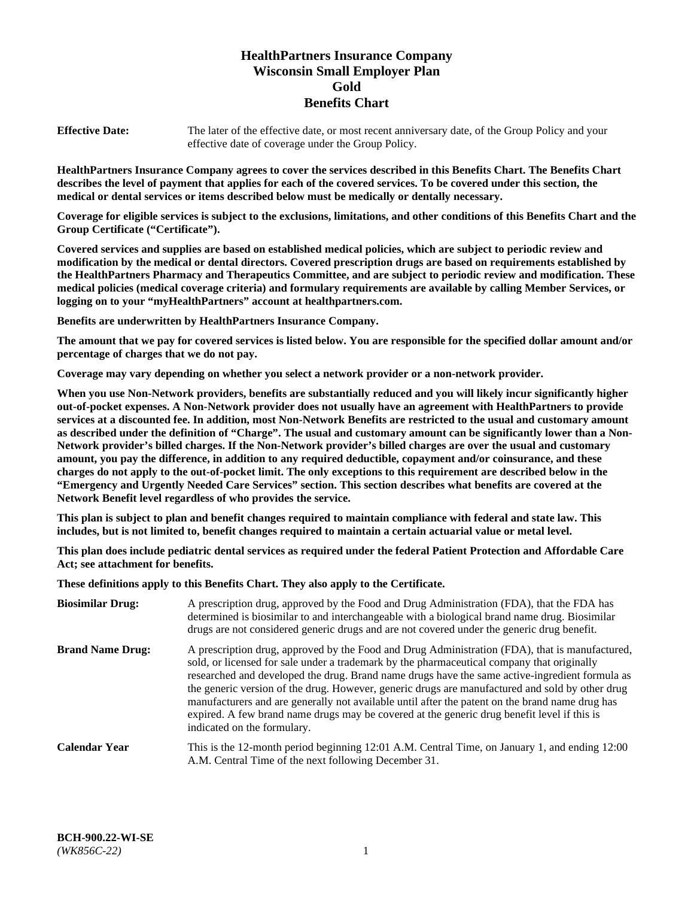# HealthPartners Insurance Company
# Wisconsin Small Employer Plan
# Gold
# Benefits Chart

**Effective Date:** The later of the effective date, or most recent anniversary date, of the Group Policy and your effective date of coverage under the Group Policy.

**HealthPartners Insurance Company agrees to cover the services described in this Benefits Chart. The Benefits Chart describes the level of payment that applies for each of the covered services. To be covered under this section, the medical or dental services or items described below must be medically or dentally necessary.**

**Coverage for eligible services is subject to the exclusions, limitations, and other conditions of this Benefits Chart and the Group Certificate ("Certificate").**

**Covered services and supplies are based on established medical policies, which are subject to periodic review and modification by the medical or dental directors. Covered prescription drugs are based on requirements established by the HealthPartners Pharmacy and Therapeutics Committee, and are subject to periodic review and modification. These medical policies (medical coverage criteria) and formulary requirements are available by calling Member Services, or logging on to your "myHealthPartners" account at healthpartners.com.**

**Benefits are underwritten by HealthPartners Insurance Company.**

**The amount that we pay for covered services is listed below. You are responsible for the specified dollar amount and/or percentage of charges that we do not pay.**

**Coverage may vary depending on whether you select a network provider or a non-network provider.**

**When you use Non-Network providers, benefits are substantially reduced and you will likely incur significantly higher out-of-pocket expenses. A Non-Network provider does not usually have an agreement with HealthPartners to provide services at a discounted fee. In addition, most Non-Network Benefits are restricted to the usual and customary amount as described under the definition of "Charge". The usual and customary amount can be significantly lower than a Non-Network provider's billed charges. If the Non-Network provider's billed charges are over the usual and customary amount, you pay the difference, in addition to any required deductible, copayment and/or coinsurance, and these charges do not apply to the out-of-pocket limit. The only exceptions to this requirement are described below in the "Emergency and Urgently Needed Care Services" section. This section describes what benefits are covered at the Network Benefit level regardless of who provides the service.**

**This plan is subject to plan and benefit changes required to maintain compliance with federal and state law. This includes, but is not limited to, benefit changes required to maintain a certain actuarial value or metal level.**

**This plan does include pediatric dental services as required under the federal Patient Protection and Affordable Care Act; see attachment for benefits.**

**These definitions apply to this Benefits Chart. They also apply to the Certificate.**

**Biosimilar Drug:** A prescription drug, approved by the Food and Drug Administration (FDA), that the FDA has determined is biosimilar to and interchangeable with a biological brand name drug. Biosimilar drugs are not considered generic drugs and are not covered under the generic drug benefit.

**Brand Name Drug:** A prescription drug, approved by the Food and Drug Administration (FDA), that is manufactured, sold, or licensed for sale under a trademark by the pharmaceutical company that originally researched and developed the drug. Brand name drugs have the same active-ingredient formula as the generic version of the drug. However, generic drugs are manufactured and sold by other drug manufacturers and are generally not available until after the patent on the brand name drug has expired. A few brand name drugs may be covered at the generic drug benefit level if this is indicated on the formulary.

**Calendar Year** This is the 12-month period beginning 12:01 A.M. Central Time, on January 1, and ending 12:00 A.M. Central Time of the next following December 31.

**BCH-900.22-WI-SE**
*(WK856C-22)*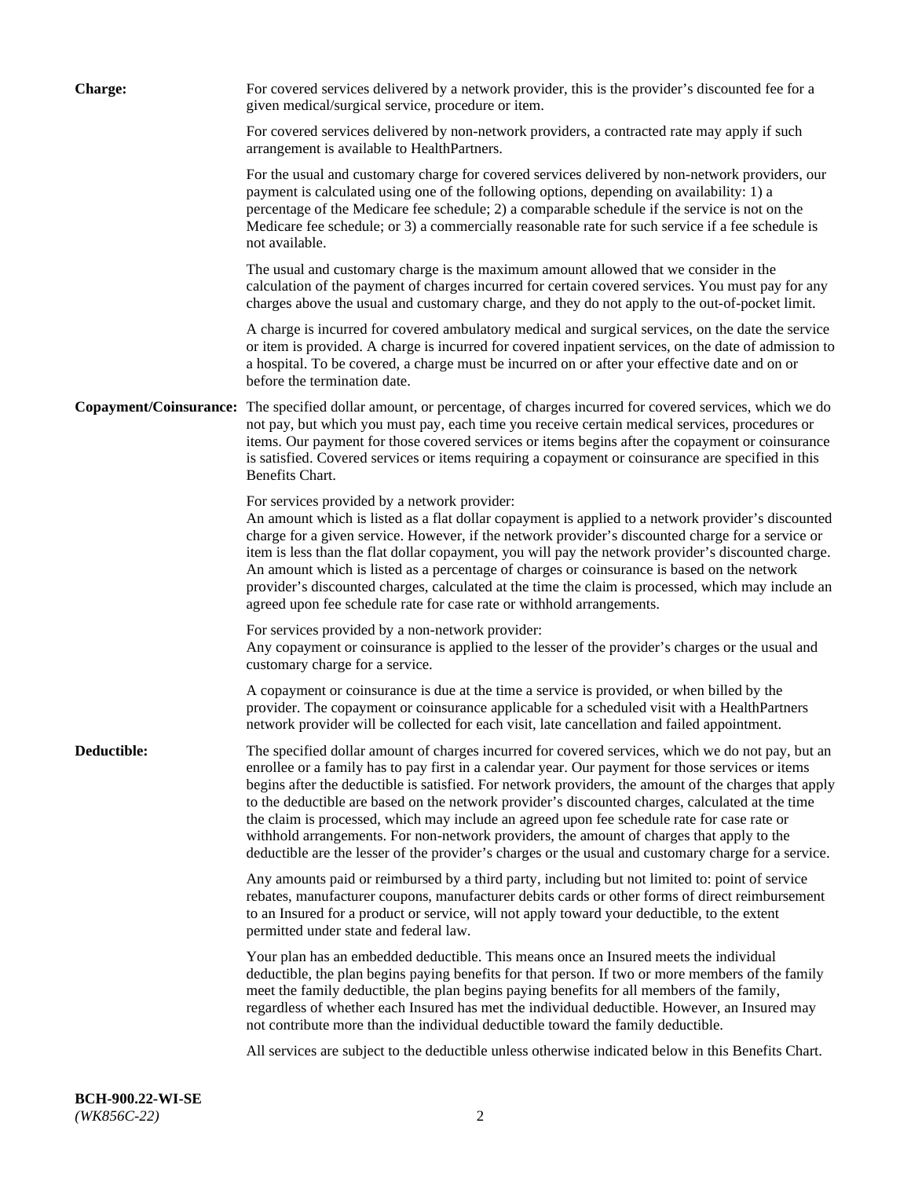**Charge:** For covered services delivered by a network provider, this is the provider's discounted fee for a given medical/surgical service, procedure or item.

For covered services delivered by non-network providers, a contracted rate may apply if such arrangement is available to HealthPartners.

For the usual and customary charge for covered services delivered by non-network providers, our payment is calculated using one of the following options, depending on availability: 1) a percentage of the Medicare fee schedule; 2) a comparable schedule if the service is not on the Medicare fee schedule; or 3) a commercially reasonable rate for such service if a fee schedule is not available.

The usual and customary charge is the maximum amount allowed that we consider in the calculation of the payment of charges incurred for certain covered services. You must pay for any charges above the usual and customary charge, and they do not apply to the out-of-pocket limit.

A charge is incurred for covered ambulatory medical and surgical services, on the date the service or item is provided. A charge is incurred for covered inpatient services, on the date of admission to a hospital. To be covered, a charge must be incurred on or after your effective date and on or before the termination date.

**Copayment/Coinsurance:** The specified dollar amount, or percentage, of charges incurred for covered services, which we do not pay, but which you must pay, each time you receive certain medical services, procedures or items. Our payment for those covered services or items begins after the copayment or coinsurance is satisfied. Covered services or items requiring a copayment or coinsurance are specified in this Benefits Chart.

For services provided by a network provider:
An amount which is listed as a flat dollar copayment is applied to a network provider's discounted charge for a given service. However, if the network provider's discounted charge for a service or item is less than the flat dollar copayment, you will pay the network provider's discounted charge. An amount which is listed as a percentage of charges or coinsurance is based on the network provider's discounted charges, calculated at the time the claim is processed, which may include an agreed upon fee schedule rate for case rate or withhold arrangements.

For services provided by a non-network provider:
Any copayment or coinsurance is applied to the lesser of the provider's charges or the usual and customary charge for a service.

A copayment or coinsurance is due at the time a service is provided, or when billed by the provider. The copayment or coinsurance applicable for a scheduled visit with a HealthPartners network provider will be collected for each visit, late cancellation and failed appointment.

**Deductible:** The specified dollar amount of charges incurred for covered services, which we do not pay, but an enrollee or a family has to pay first in a calendar year. Our payment for those services or items begins after the deductible is satisfied. For network providers, the amount of the charges that apply to the deductible are based on the network provider's discounted charges, calculated at the time the claim is processed, which may include an agreed upon fee schedule rate for case rate or withhold arrangements. For non-network providers, the amount of charges that apply to the deductible are the lesser of the provider's charges or the usual and customary charge for a service.

Any amounts paid or reimbursed by a third party, including but not limited to: point of service rebates, manufacturer coupons, manufacturer debits cards or other forms of direct reimbursement to an Insured for a product or service, will not apply toward your deductible, to the extent permitted under state and federal law.

Your plan has an embedded deductible. This means once an Insured meets the individual deductible, the plan begins paying benefits for that person. If two or more members of the family meet the family deductible, the plan begins paying benefits for all members of the family, regardless of whether each Insured has met the individual deductible. However, an Insured may not contribute more than the individual deductible toward the family deductible.

All services are subject to the deductible unless otherwise indicated below in this Benefits Chart.

**BCH-900.22-WI-SE**
*(WK856C-22)*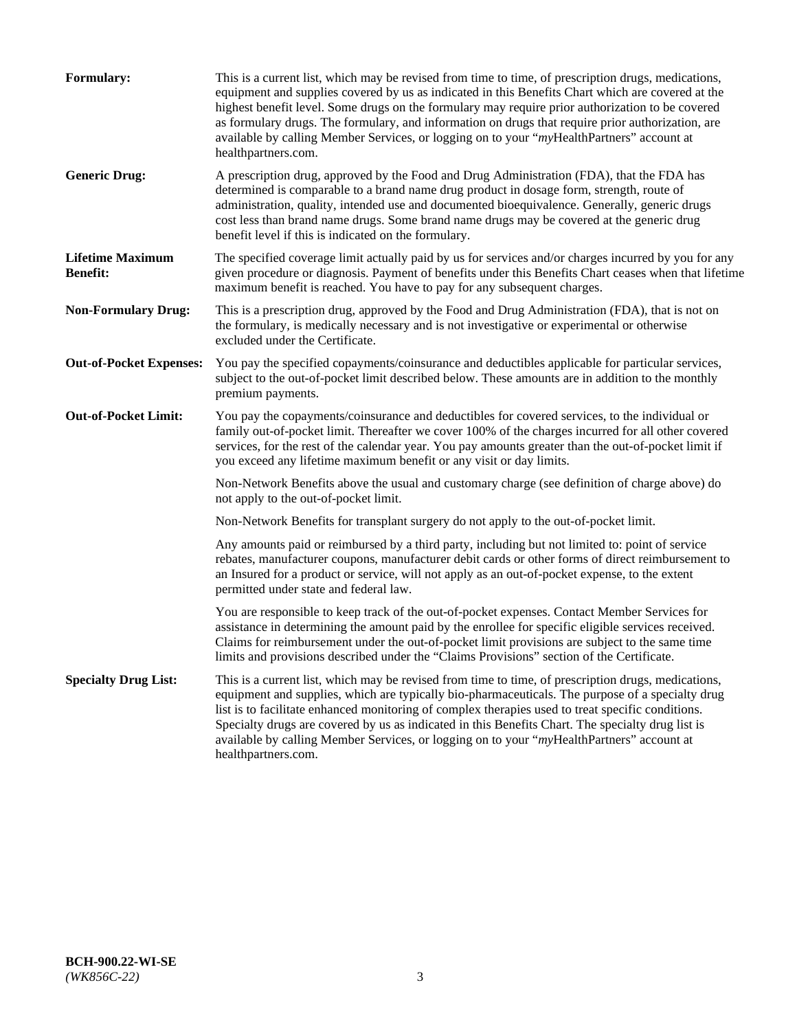**Formulary:** This is a current list, which may be revised from time to time, of prescription drugs, medications, equipment and supplies covered by us as indicated in this Benefits Chart which are covered at the highest benefit level. Some drugs on the formulary may require prior authorization to be covered as formulary drugs. The formulary, and information on drugs that require prior authorization, are available by calling Member Services, or logging on to your "*my*HealthPartners" account at healthpartners.com.

**Generic Drug:** A prescription drug, approved by the Food and Drug Administration (FDA), that the FDA has determined is comparable to a brand name drug product in dosage form, strength, route of administration, quality, intended use and documented bioequivalence. Generally, generic drugs cost less than brand name drugs. Some brand name drugs may be covered at the generic drug benefit level if this is indicated on the formulary.

**Lifetime Maximum Benefit:** The specified coverage limit actually paid by us for services and/or charges incurred by you for any given procedure or diagnosis. Payment of benefits under this Benefits Chart ceases when that lifetime maximum benefit is reached. You have to pay for any subsequent charges.

**Non-Formulary Drug:** This is a prescription drug, approved by the Food and Drug Administration (FDA), that is not on the formulary, is medically necessary and is not investigative or experimental or otherwise excluded under the Certificate.

**Out-of-Pocket Expenses:** You pay the specified copayments/coinsurance and deductibles applicable for particular services, subject to the out-of-pocket limit described below. These amounts are in addition to the monthly premium payments.

**Out-of-Pocket Limit:** You pay the copayments/coinsurance and deductibles for covered services, to the individual or family out-of-pocket limit. Thereafter we cover 100% of the charges incurred for all other covered services, for the rest of the calendar year. You pay amounts greater than the out-of-pocket limit if you exceed any lifetime maximum benefit or any visit or day limits.

Non-Network Benefits above the usual and customary charge (see definition of charge above) do not apply to the out-of-pocket limit.

Non-Network Benefits for transplant surgery do not apply to the out-of-pocket limit.

Any amounts paid or reimbursed by a third party, including but not limited to: point of service rebates, manufacturer coupons, manufacturer debit cards or other forms of direct reimbursement to an Insured for a product or service, will not apply as an out-of-pocket expense, to the extent permitted under state and federal law.

You are responsible to keep track of the out-of-pocket expenses. Contact Member Services for assistance in determining the amount paid by the enrollee for specific eligible services received. Claims for reimbursement under the out-of-pocket limit provisions are subject to the same time limits and provisions described under the "Claims Provisions" section of the Certificate.

**Specialty Drug List:** This is a current list, which may be revised from time to time, of prescription drugs, medications, equipment and supplies, which are typically bio-pharmaceuticals. The purpose of a specialty drug list is to facilitate enhanced monitoring of complex therapies used to treat specific conditions. Specialty drugs are covered by us as indicated in this Benefits Chart. The specialty drug list is available by calling Member Services, or logging on to your "*my*HealthPartners" account at healthpartners.com.

**BCH-900.22-WI-SE**
*(WK856C-22)*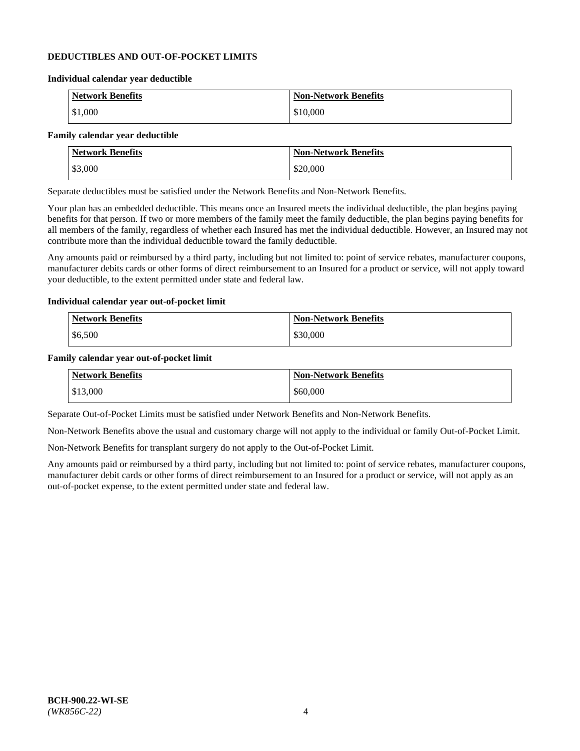## DEDUCTIBLES AND OUT-OF-POCKET LIMITS

**Individual calendar year deductible**

| Network Benefits | Non-Network Benefits |
|---|---|
| $1,000 | $10,000 |

**Family calendar year deductible**

| Network Benefits | Non-Network Benefits |
|---|---|
| $3,000 | $20,000 |

Separate deductibles must be satisfied under the Network Benefits and Non-Network Benefits.

Your plan has an embedded deductible. This means once an Insured meets the individual deductible, the plan begins paying benefits for that person. If two or more members of the family meet the family deductible, the plan begins paying benefits for all members of the family, regardless of whether each Insured has met the individual deductible. However, an Insured may not contribute more than the individual deductible toward the family deductible.

Any amounts paid or reimbursed by a third party, including but not limited to: point of service rebates, manufacturer coupons, manufacturer debits cards or other forms of direct reimbursement to an Insured for a product or service, will not apply toward your deductible, to the extent permitted under state and federal law.

**Individual calendar year out-of-pocket limit**

| Network Benefits | Non-Network Benefits |
|---|---|
| $6,500 | $30,000 |

**Family calendar year out-of-pocket limit**

| Network Benefits | Non-Network Benefits |
|---|---|
| $13,000 | $60,000 |

Separate Out-of-Pocket Limits must be satisfied under Network Benefits and Non-Network Benefits.

Non-Network Benefits above the usual and customary charge will not apply to the individual or family Out-of-Pocket Limit.

Non-Network Benefits for transplant surgery do not apply to the Out-of-Pocket Limit.

Any amounts paid or reimbursed by a third party, including but not limited to: point of service rebates, manufacturer coupons, manufacturer debit cards or other forms of direct reimbursement to an Insured for a product or service, will not apply as an out-of-pocket expense, to the extent permitted under state and federal law.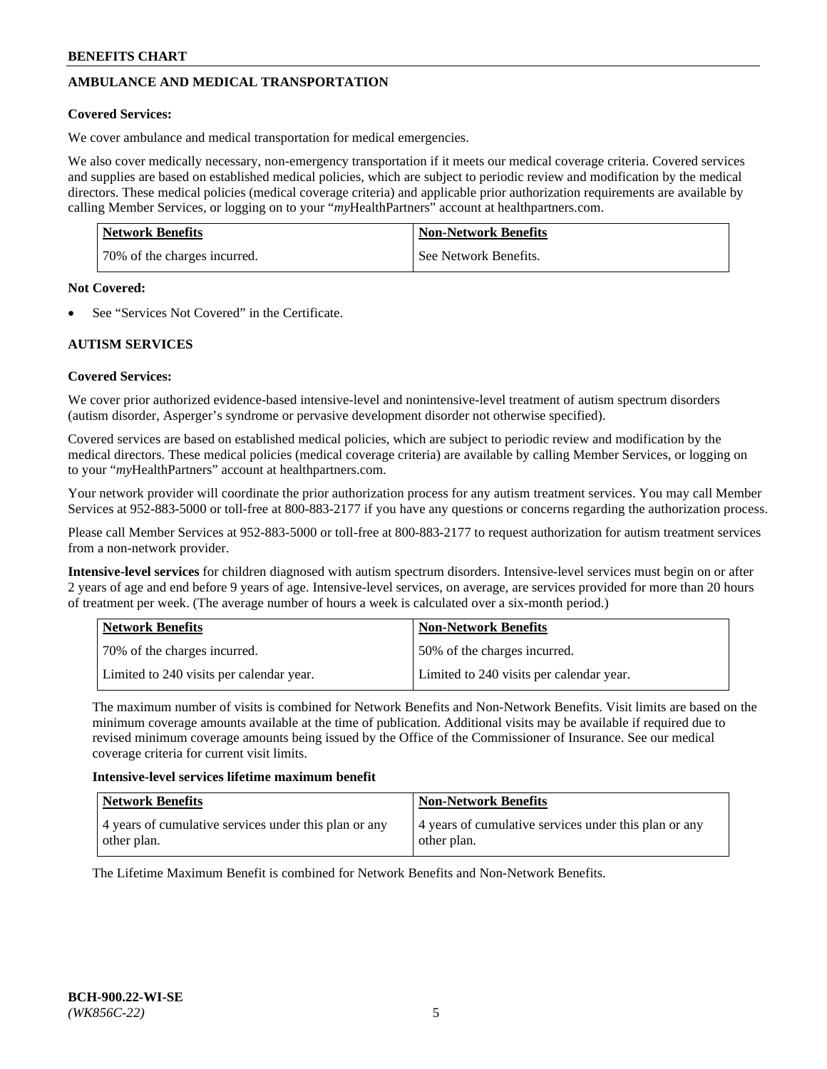## AMBULANCE AND MEDICAL TRANSPORTATION

**Covered Services:**

We cover ambulance and medical transportation for medical emergencies.

We also cover medically necessary, non-emergency transportation if it meets our medical coverage criteria. Covered services and supplies are based on established medical policies, which are subject to periodic review and modification by the medical directors. These medical policies (medical coverage criteria) and applicable prior authorization requirements are available by calling Member Services, or logging on to your "*my*HealthPartners" account at healthpartners.com.

| Network Benefits | Non-Network Benefits |
|---|---|
| 70% of the charges incurred. | See Network Benefits. |

**Not Covered:**

- See "Services Not Covered" in the Certificate.

## AUTISM SERVICES

**Covered Services:**

We cover prior authorized evidence-based intensive-level and nonintensive-level treatment of autism spectrum disorders (autism disorder, Asperger's syndrome or pervasive development disorder not otherwise specified).

Covered services are based on established medical policies, which are subject to periodic review and modification by the medical directors. These medical policies (medical coverage criteria) are available by calling Member Services, or logging on to your "*my*HealthPartners" account at healthpartners.com.

Your network provider will coordinate the prior authorization process for any autism treatment services. You may call Member Services at 952-883-5000 or toll-free at 800-883-2177 if you have any questions or concerns regarding the authorization process.

Please call Member Services at 952-883-5000 or toll-free at 800-883-2177 to request authorization for autism treatment services from a non-network provider.

**Intensive-level services** for children diagnosed with autism spectrum disorders. Intensive-level services must begin on or after 2 years of age and end before 9 years of age. Intensive-level services, on average, are services provided for more than 20 hours of treatment per week. (The average number of hours a week is calculated over a six-month period.)

| Network Benefits | Non-Network Benefits |
|---|---|
| 70% of the charges incurred. | 50% of the charges incurred. |
| Limited to 240 visits per calendar year. | Limited to 240 visits per calendar year. |

The maximum number of visits is combined for Network Benefits and Non-Network Benefits. Visit limits are based on the minimum coverage amounts available at the time of publication. Additional visits may be available if required due to revised minimum coverage amounts being issued by the Office of the Commissioner of Insurance. See our medical coverage criteria for current visit limits.

**Intensive-level services lifetime maximum benefit**

| Network Benefits | Non-Network Benefits |
|---|---|
| 4 years of cumulative services under this plan or any other plan. | 4 years of cumulative services under this plan or any other plan. |

The Lifetime Maximum Benefit is combined for Network Benefits and Non-Network Benefits.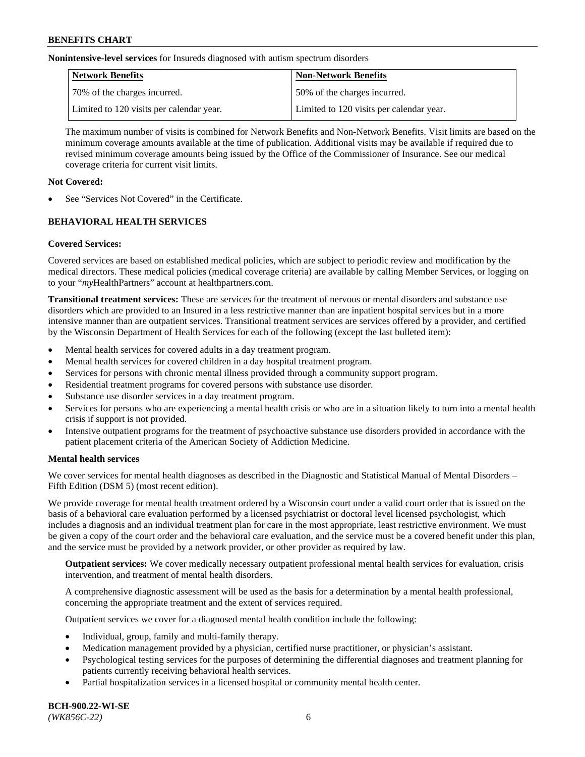**Nonintensive-level services** for Insureds diagnosed with autism spectrum disorders

| Network Benefits | Non-Network Benefits |
| --- | --- |
| 70% of the charges incurred. | 50% of the charges incurred. |
| Limited to 120 visits per calendar year. | Limited to 120 visits per calendar year. |

The maximum number of visits is combined for Network Benefits and Non-Network Benefits. Visit limits are based on the minimum coverage amounts available at the time of publication. Additional visits may be available if required due to revised minimum coverage amounts being issued by the Office of the Commissioner of Insurance. See our medical coverage criteria for current visit limits.

**Not Covered:**

- See "Services Not Covered" in the Certificate.

## BEHAVIORAL HEALTH SERVICES

**Covered Services:**

Covered services are based on established medical policies, which are subject to periodic review and modification by the medical directors. These medical policies (medical coverage criteria) are available by calling Member Services, or logging on to your "*my*HealthPartners" account at healthpartners.com.

**Transitional treatment services:** These are services for the treatment of nervous or mental disorders and substance use disorders which are provided to an Insured in a less restrictive manner than are inpatient hospital services but in a more intensive manner than are outpatient services. Transitional treatment services are services offered by a provider, and certified by the Wisconsin Department of Health Services for each of the following (except the last bulleted item):

- Mental health services for covered adults in a day treatment program.
- Mental health services for covered children in a day hospital treatment program.
- Services for persons with chronic mental illness provided through a community support program.
- Residential treatment programs for covered persons with substance use disorder.
- Substance use disorder services in a day treatment program.
- Services for persons who are experiencing a mental health crisis or who are in a situation likely to turn into a mental health crisis if support is not provided.
- Intensive outpatient programs for the treatment of psychoactive substance use disorders provided in accordance with the patient placement criteria of the American Society of Addiction Medicine.

**Mental health services**

We cover services for mental health diagnoses as described in the Diagnostic and Statistical Manual of Mental Disorders – Fifth Edition (DSM 5) (most recent edition).

We provide coverage for mental health treatment ordered by a Wisconsin court under a valid court order that is issued on the basis of a behavioral care evaluation performed by a licensed psychiatrist or doctoral level licensed psychologist, which includes a diagnosis and an individual treatment plan for care in the most appropriate, least restrictive environment. We must be given a copy of the court order and the behavioral care evaluation, and the service must be a covered benefit under this plan, and the service must be provided by a network provider, or other provider as required by law.

**Outpatient services:** We cover medically necessary outpatient professional mental health services for evaluation, crisis intervention, and treatment of mental health disorders.

A comprehensive diagnostic assessment will be used as the basis for a determination by a mental health professional, concerning the appropriate treatment and the extent of services required.

Outpatient services we cover for a diagnosed mental health condition include the following:

- Individual, group, family and multi-family therapy.
- Medication management provided by a physician, certified nurse practitioner, or physician's assistant.
- Psychological testing services for the purposes of determining the differential diagnoses and treatment planning for patients currently receiving behavioral health services.
- Partial hospitalization services in a licensed hospital or community mental health center.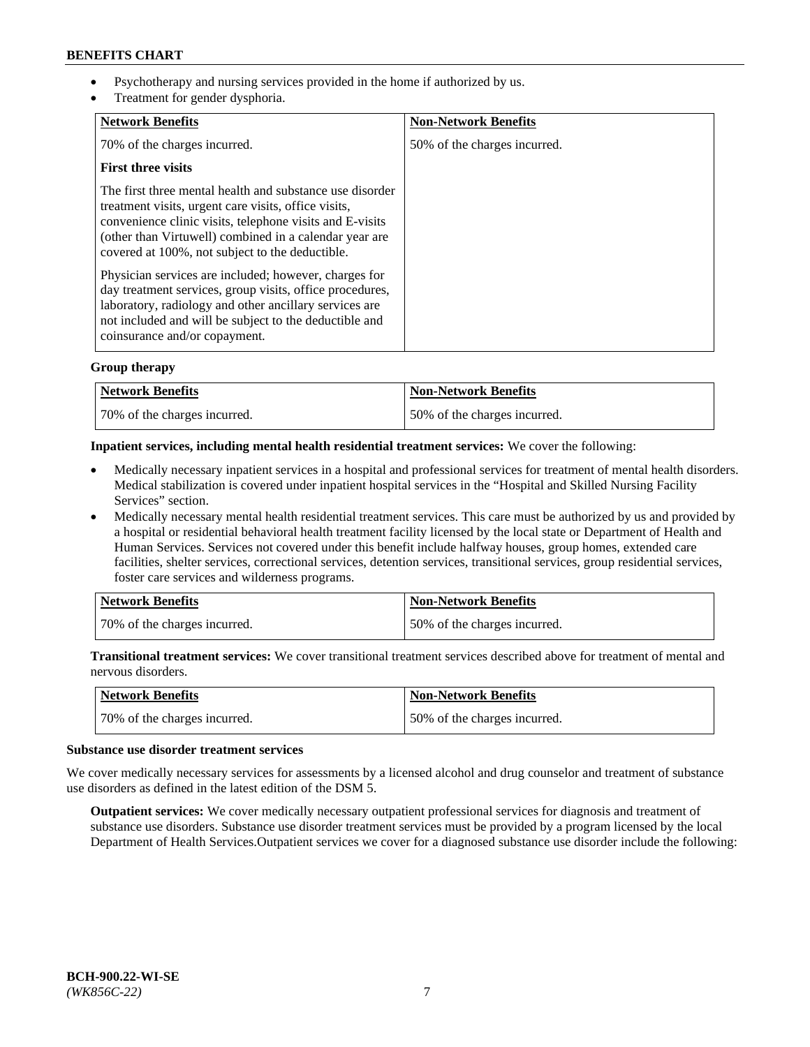- Psychotherapy and nursing services provided in the home if authorized by us.
- Treatment for gender dysphoria.

| Network Benefits | Non-Network Benefits |
| --- | --- |
| 70% of the charges incurred.<br><br>**First three visits**<br><br>The first three mental health and substance use disorder treatment visits, urgent care visits, office visits, convenience clinic visits, telephone visits and E-visits (other than Virtuwell) combined in a calendar year are covered at 100%, not subject to the deductible.<br><br>Physician services are included; however, charges for day treatment services, group visits, office procedures, laboratory, radiology and other ancillary services are not included and will be subject to the deductible and coinsurance and/or copayment. | 50% of the charges incurred. |

**Group therapy**

| Network Benefits | Non-Network Benefits |
| --- | --- |
| 70% of the charges incurred. | 50% of the charges incurred. |

**Inpatient services, including mental health residential treatment services:** We cover the following:

- Medically necessary inpatient services in a hospital and professional services for treatment of mental health disorders. Medical stabilization is covered under inpatient hospital services in the "Hospital and Skilled Nursing Facility Services" section.
- Medically necessary mental health residential treatment services. This care must be authorized by us and provided by a hospital or residential behavioral health treatment facility licensed by the local state or Department of Health and Human Services. Services not covered under this benefit include halfway houses, group homes, extended care facilities, shelter services, correctional services, detention services, transitional services, group residential services, foster care services and wilderness programs.

| Network Benefits | Non-Network Benefits |
| --- | --- |
| 70% of the charges incurred. | 50% of the charges incurred. |

**Transitional treatment services:** We cover transitional treatment services described above for treatment of mental and nervous disorders.

| Network Benefits | Non-Network Benefits |
| --- | --- |
| 70% of the charges incurred. | 50% of the charges incurred. |

**Substance use disorder treatment services**

We cover medically necessary services for assessments by a licensed alcohol and drug counselor and treatment of substance use disorders as defined in the latest edition of the DSM 5.

**Outpatient services:** We cover medically necessary outpatient professional services for diagnosis and treatment of substance use disorders. Substance use disorder treatment services must be provided by a program licensed by the local Department of Health Services.Outpatient services we cover for a diagnosed substance use disorder include the following: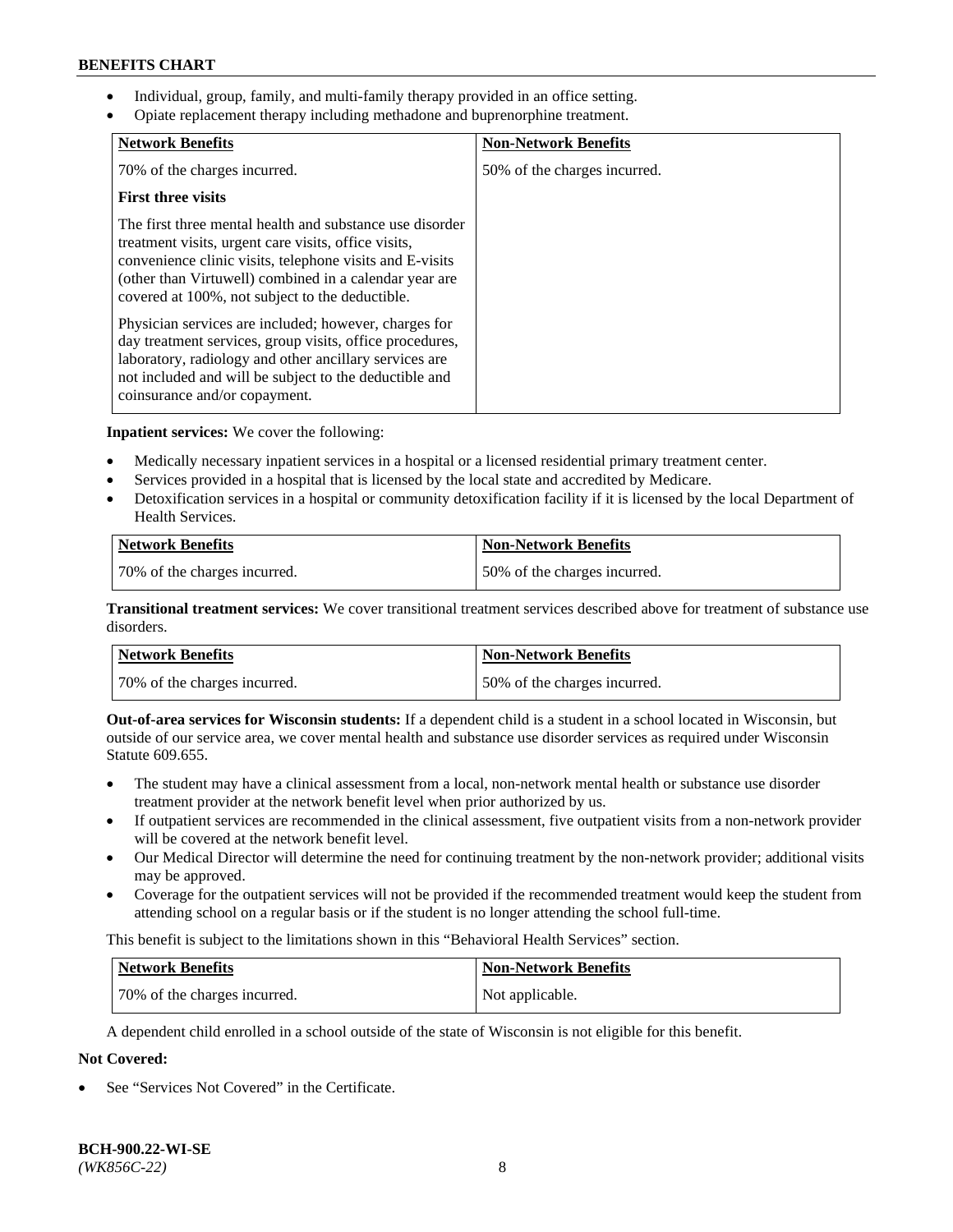- Individual, group, family, and multi-family therapy provided in an office setting.
- Opiate replacement therapy including methadone and buprenorphine treatment.

| Network Benefits | Non-Network Benefits |
| --- | --- |
| 70% of the charges incurred.<br><br>**First three visits**<br><br>The first three mental health and substance use disorder treatment visits, urgent care visits, office visits, convenience clinic visits, telephone visits and E-visits (other than Virtuwell) combined in a calendar year are covered at 100%, not subject to the deductible.<br><br>Physician services are included; however, charges for day treatment services, group visits, office procedures, laboratory, radiology and other ancillary services are not included and will be subject to the deductible and coinsurance and/or copayment. | 50% of the charges incurred. |

**Inpatient services:** We cover the following:

- Medically necessary inpatient services in a hospital or a licensed residential primary treatment center.
- Services provided in a hospital that is licensed by the local state and accredited by Medicare.
- Detoxification services in a hospital or community detoxification facility if it is licensed by the local Department of Health Services.

| Network Benefits | Non-Network Benefits |
| --- | --- |
| 70% of the charges incurred. | 50% of the charges incurred. |

**Transitional treatment services:** We cover transitional treatment services described above for treatment of substance use disorders.

| Network Benefits | Non-Network Benefits |
| --- | --- |
| 70% of the charges incurred. | 50% of the charges incurred. |

**Out-of-area services for Wisconsin students:** If a dependent child is a student in a school located in Wisconsin, but outside of our service area, we cover mental health and substance use disorder services as required under Wisconsin Statute 609.655.

- The student may have a clinical assessment from a local, non-network mental health or substance use disorder treatment provider at the network benefit level when prior authorized by us.
- If outpatient services are recommended in the clinical assessment, five outpatient visits from a non-network provider will be covered at the network benefit level.
- Our Medical Director will determine the need for continuing treatment by the non-network provider; additional visits may be approved.
- Coverage for the outpatient services will not be provided if the recommended treatment would keep the student from attending school on a regular basis or if the student is no longer attending the school full-time.

This benefit is subject to the limitations shown in this "Behavioral Health Services" section.

| Network Benefits | Non-Network Benefits |
| --- | --- |
| 70% of the charges incurred. | Not applicable. |

A dependent child enrolled in a school outside of the state of Wisconsin is not eligible for this benefit.

**Not Covered:**

- See "Services Not Covered" in the Certificate.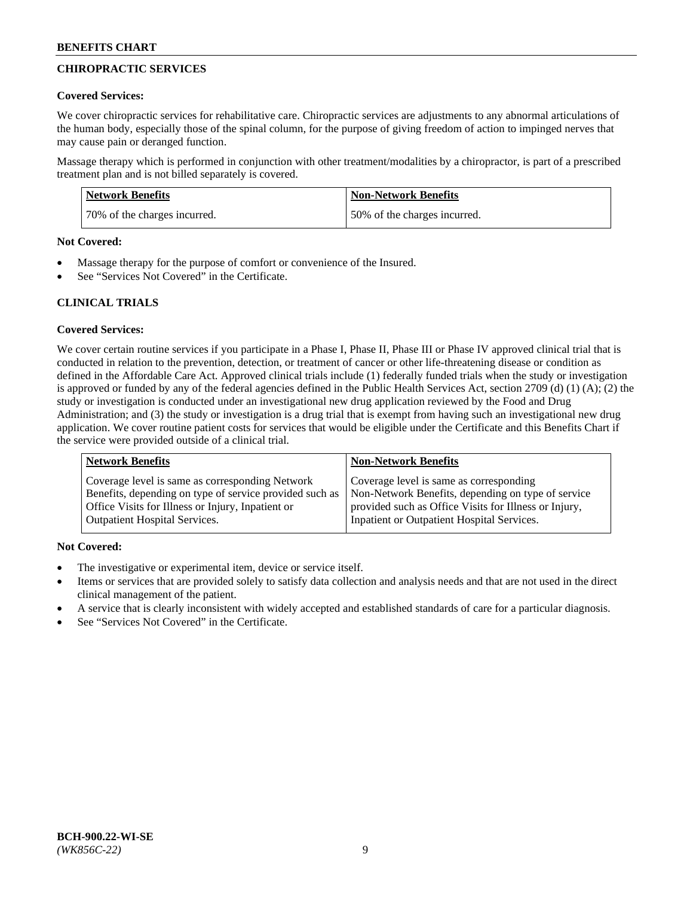## CHIROPRACTIC SERVICES

**Covered Services:**

We cover chiropractic services for rehabilitative care. Chiropractic services are adjustments to any abnormal articulations of the human body, especially those of the spinal column, for the purpose of giving freedom of action to impinged nerves that may cause pain or deranged function.

Massage therapy which is performed in conjunction with other treatment/modalities by a chiropractor, is part of a prescribed treatment plan and is not billed separately is covered.

| Network Benefits | Non-Network Benefits |
|---|---|
| 70% of the charges incurred. | 50% of the charges incurred. |

**Not Covered:**

- Massage therapy for the purpose of comfort or convenience of the Insured.
- See "Services Not Covered" in the Certificate.

## CLINICAL TRIALS

**Covered Services:**

We cover certain routine services if you participate in a Phase I, Phase II, Phase III or Phase IV approved clinical trial that is conducted in relation to the prevention, detection, or treatment of cancer or other life-threatening disease or condition as defined in the Affordable Care Act. Approved clinical trials include (1) federally funded trials when the study or investigation is approved or funded by any of the federal agencies defined in the Public Health Services Act, section 2709 (d) (1) (A); (2) the study or investigation is conducted under an investigational new drug application reviewed by the Food and Drug Administration; and (3) the study or investigation is a drug trial that is exempt from having such an investigational new drug application. We cover routine patient costs for services that would be eligible under the Certificate and this Benefits Chart if the service were provided outside of a clinical trial.

| Network Benefits | Non-Network Benefits |
|---|---|
| Coverage level is same as corresponding Network Benefits, depending on type of service provided such as Office Visits for Illness or Injury, Inpatient or Outpatient Hospital Services. | Coverage level is same as corresponding Non-Network Benefits, depending on type of service provided such as Office Visits for Illness or Injury, Inpatient or Outpatient Hospital Services. |

**Not Covered:**

- The investigative or experimental item, device or service itself.
- Items or services that are provided solely to satisfy data collection and analysis needs and that are not used in the direct clinical management of the patient.
- A service that is clearly inconsistent with widely accepted and established standards of care for a particular diagnosis.
- See "Services Not Covered" in the Certificate.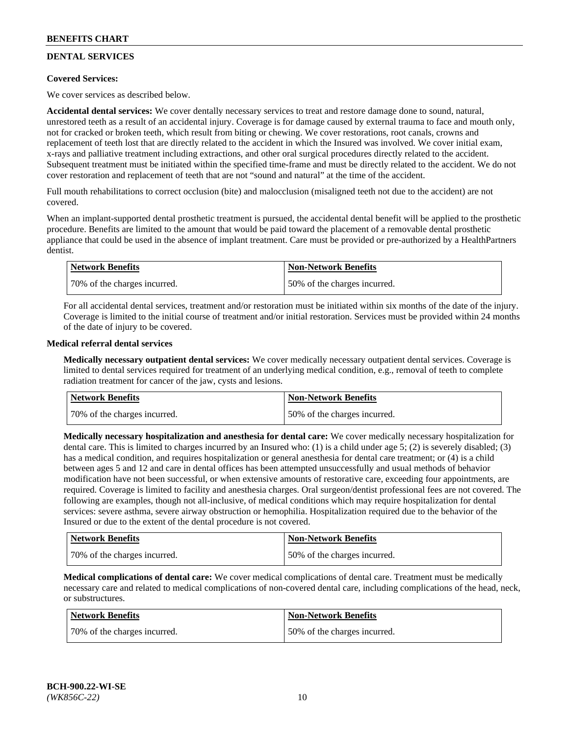## DENTAL SERVICES

**Covered Services:**

We cover services as described below.

**Accidental dental services:** We cover dentally necessary services to treat and restore damage done to sound, natural, unrestored teeth as a result of an accidental injury. Coverage is for damage caused by external trauma to face and mouth only, not for cracked or broken teeth, which result from biting or chewing. We cover restorations, root canals, crowns and replacement of teeth lost that are directly related to the accident in which the Insured was involved. We cover initial exam, x-rays and palliative treatment including extractions, and other oral surgical procedures directly related to the accident. Subsequent treatment must be initiated within the specified time-frame and must be directly related to the accident. We do not cover restoration and replacement of teeth that are not "sound and natural" at the time of the accident.

Full mouth rehabilitations to correct occlusion (bite) and malocclusion (misaligned teeth not due to the accident) are not covered.

When an implant-supported dental prosthetic treatment is pursued, the accidental dental benefit will be applied to the prosthetic procedure. Benefits are limited to the amount that would be paid toward the placement of a removable dental prosthetic appliance that could be used in the absence of implant treatment. Care must be provided or pre-authorized by a HealthPartners dentist.

| Network Benefits | Non-Network Benefits |
|---|---|
| 70% of the charges incurred. | 50% of the charges incurred. |

For all accidental dental services, treatment and/or restoration must be initiated within six months of the date of the injury. Coverage is limited to the initial course of treatment and/or initial restoration. Services must be provided within 24 months of the date of injury to be covered.

**Medical referral dental services**

**Medically necessary outpatient dental services:** We cover medically necessary outpatient dental services. Coverage is limited to dental services required for treatment of an underlying medical condition, e.g., removal of teeth to complete radiation treatment for cancer of the jaw, cysts and lesions.

| Network Benefits | Non-Network Benefits |
|---|---|
| 70% of the charges incurred. | 50% of the charges incurred. |

**Medically necessary hospitalization and anesthesia for dental care:** We cover medically necessary hospitalization for dental care. This is limited to charges incurred by an Insured who: (1) is a child under age 5; (2) is severely disabled; (3) has a medical condition, and requires hospitalization or general anesthesia for dental care treatment; or (4) is a child between ages 5 and 12 and care in dental offices has been attempted unsuccessfully and usual methods of behavior modification have not been successful, or when extensive amounts of restorative care, exceeding four appointments, are required. Coverage is limited to facility and anesthesia charges. Oral surgeon/dentist professional fees are not covered. The following are examples, though not all-inclusive, of medical conditions which may require hospitalization for dental services: severe asthma, severe airway obstruction or hemophilia. Hospitalization required due to the behavior of the Insured or due to the extent of the dental procedure is not covered.

| Network Benefits | Non-Network Benefits |
|---|---|
| 70% of the charges incurred. | 50% of the charges incurred. |

**Medical complications of dental care:** We cover medical complications of dental care. Treatment must be medically necessary care and related to medical complications of non-covered dental care, including complications of the head, neck, or substructures.

| Network Benefits | Non-Network Benefits |
|---|---|
| 70% of the charges incurred. | 50% of the charges incurred. |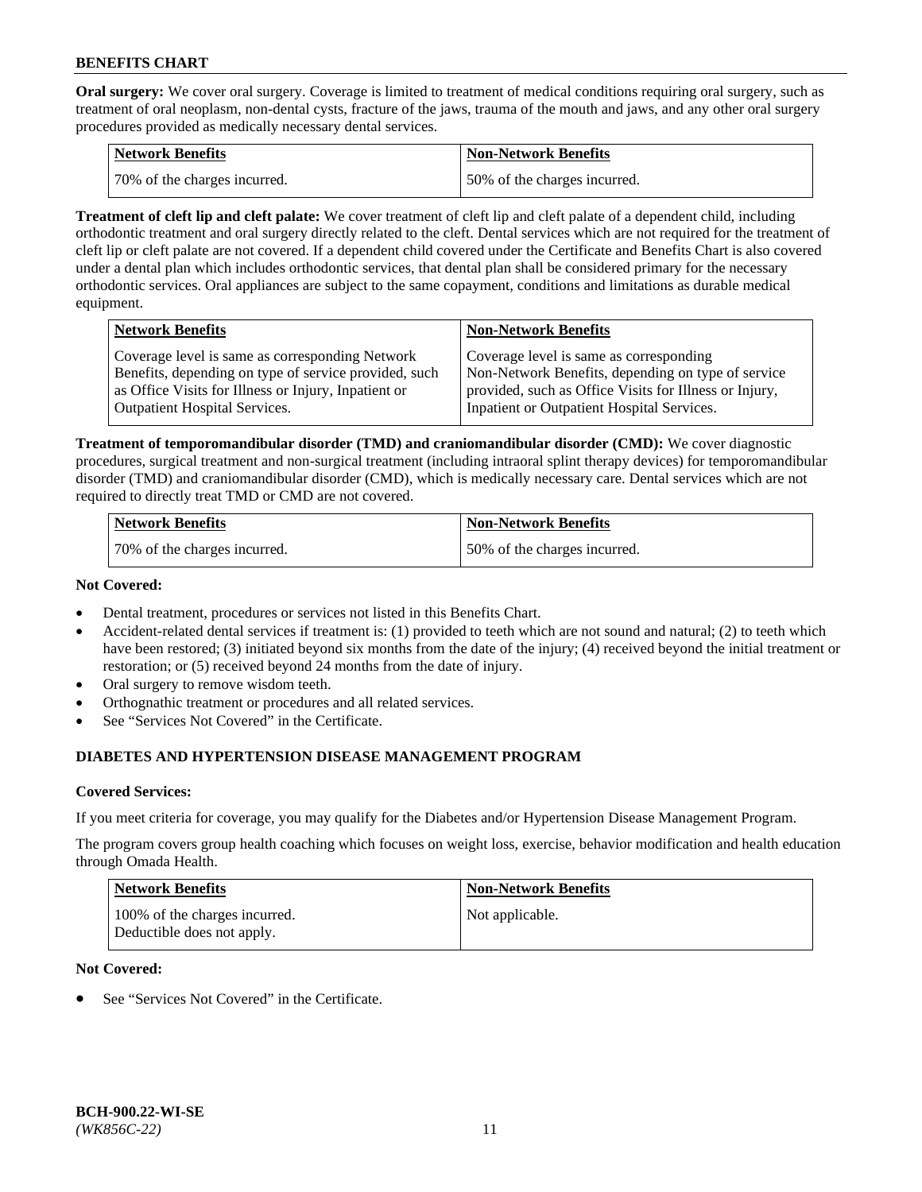**Oral surgery:** We cover oral surgery. Coverage is limited to treatment of medical conditions requiring oral surgery, such as treatment of oral neoplasm, non-dental cysts, fracture of the jaws, trauma of the mouth and jaws, and any other oral surgery procedures provided as medically necessary dental services.

| Network Benefits | Non-Network Benefits |
|---|---|
| 70% of the charges incurred. | 50% of the charges incurred. |

**Treatment of cleft lip and cleft palate:** We cover treatment of cleft lip and cleft palate of a dependent child, including orthodontic treatment and oral surgery directly related to the cleft. Dental services which are not required for the treatment of cleft lip or cleft palate are not covered. If a dependent child covered under the Certificate and Benefits Chart is also covered under a dental plan which includes orthodontic services, that dental plan shall be considered primary for the necessary orthodontic services. Oral appliances are subject to the same copayment, conditions and limitations as durable medical equipment.

| Network Benefits | Non-Network Benefits |
|---|---|
| Coverage level is same as corresponding Network Benefits, depending on type of service provided, such as Office Visits for Illness or Injury, Inpatient or Outpatient Hospital Services. | Coverage level is same as corresponding Non-Network Benefits, depending on type of service provided, such as Office Visits for Illness or Injury, Inpatient or Outpatient Hospital Services. |

**Treatment of temporomandibular disorder (TMD) and craniomandibular disorder (CMD):** We cover diagnostic procedures, surgical treatment and non-surgical treatment (including intraoral splint therapy devices) for temporomandibular disorder (TMD) and craniomandibular disorder (CMD), which is medically necessary care. Dental services which are not required to directly treat TMD or CMD are not covered.

| Network Benefits | Non-Network Benefits |
|---|---|
| 70% of the charges incurred. | 50% of the charges incurred. |

**Not Covered:**

- Dental treatment, procedures or services not listed in this Benefits Chart.
- Accident-related dental services if treatment is: (1) provided to teeth which are not sound and natural; (2) to teeth which have been restored; (3) initiated beyond six months from the date of the injury; (4) received beyond the initial treatment or restoration; or (5) received beyond 24 months from the date of injury.
- Oral surgery to remove wisdom teeth.
- Orthognathic treatment or procedures and all related services.
- See "Services Not Covered" in the Certificate.

## DIABETES AND HYPERTENSION DISEASE MANAGEMENT PROGRAM

**Covered Services:**

If you meet criteria for coverage, you may qualify for the Diabetes and/or Hypertension Disease Management Program.

The program covers group health coaching which focuses on weight loss, exercise, behavior modification and health education through Omada Health.

| Network Benefits | Non-Network Benefits |
|---|---|
| 100% of the charges incurred. Deductible does not apply. | Not applicable. |

**Not Covered:**

- See "Services Not Covered" in the Certificate.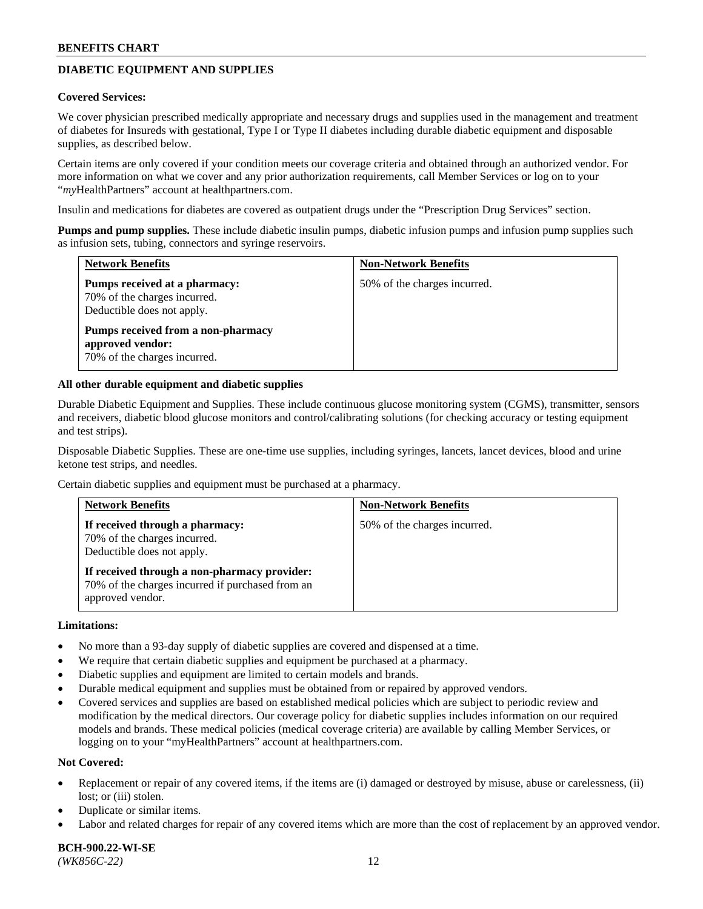## DIABETIC EQUIPMENT AND SUPPLIES

**Covered Services:**

We cover physician prescribed medically appropriate and necessary drugs and supplies used in the management and treatment of diabetes for Insureds with gestational, Type I or Type II diabetes including durable diabetic equipment and disposable supplies, as described below.

Certain items are only covered if your condition meets our coverage criteria and obtained through an authorized vendor. For more information on what we cover and any prior authorization requirements, call Member Services or log on to your "*my*HealthPartners" account at healthpartners.com.

Insulin and medications for diabetes are covered as outpatient drugs under the "Prescription Drug Services" section.

**Pumps and pump supplies.** These include diabetic insulin pumps, diabetic infusion pumps and infusion pump supplies such as infusion sets, tubing, connectors and syringe reservoirs.

| Network Benefits | Non-Network Benefits |
|---|---|
| **Pumps received at a pharmacy:**<br>70% of the charges incurred.<br>Deductible does not apply.<br><br>**Pumps received from a non-pharmacy approved vendor:**<br>70% of the charges incurred. | 50% of the charges incurred. |

**All other durable equipment and diabetic supplies**

Durable Diabetic Equipment and Supplies. These include continuous glucose monitoring system (CGMS), transmitter, sensors and receivers, diabetic blood glucose monitors and control/calibrating solutions (for checking accuracy or testing equipment and test strips).

Disposable Diabetic Supplies. These are one-time use supplies, including syringes, lancets, lancet devices, blood and urine ketone test strips, and needles.

Certain diabetic supplies and equipment must be purchased at a pharmacy.

| Network Benefits | Non-Network Benefits |
|---|---|
| **If received through a pharmacy:**<br>70% of the charges incurred.<br>Deductible does not apply.<br><br>**If received through a non-pharmacy provider:**<br>70% of the charges incurred if purchased from an approved vendor. | 50% of the charges incurred. |

**Limitations:**

- No more than a 93-day supply of diabetic supplies are covered and dispensed at a time.
- We require that certain diabetic supplies and equipment be purchased at a pharmacy.
- Diabetic supplies and equipment are limited to certain models and brands.
- Durable medical equipment and supplies must be obtained from or repaired by approved vendors.
- Covered services and supplies are based on established medical policies which are subject to periodic review and modification by the medical directors. Our coverage policy for diabetic supplies includes information on our required models and brands. These medical policies (medical coverage criteria) are available by calling Member Services, or logging on to your "myHealthPartners" account at healthpartners.com.

**Not Covered:**

- Replacement or repair of any covered items, if the items are (i) damaged or destroyed by misuse, abuse or carelessness, (ii) lost; or (iii) stolen.
- Duplicate or similar items.
- Labor and related charges for repair of any covered items which are more than the cost of replacement by an approved vendor.

**BCH-900.22-WI-SE**
*(WK856C-22)*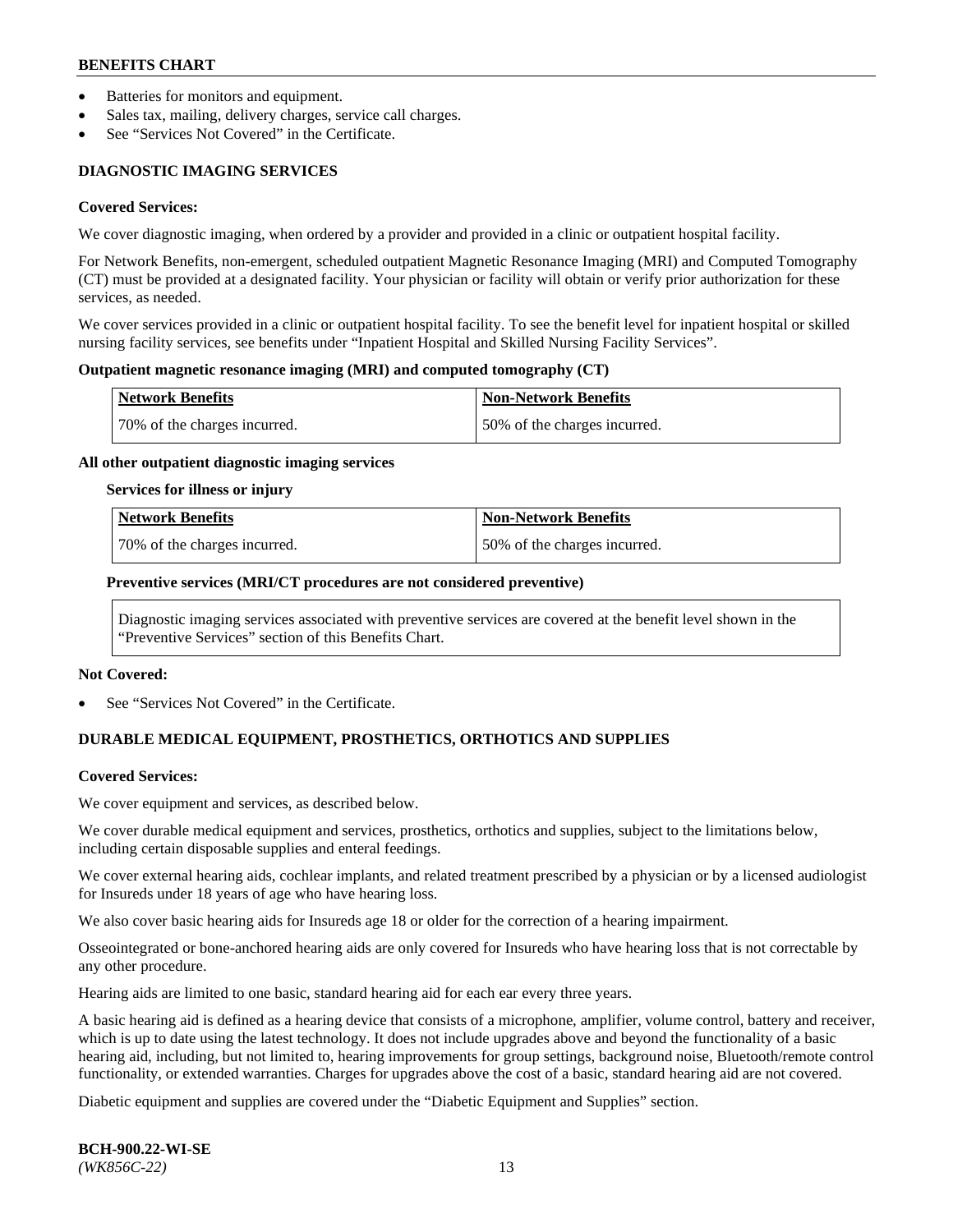- Batteries for monitors and equipment.
- Sales tax, mailing, delivery charges, service call charges.
- See "Services Not Covered" in the Certificate.

## DIAGNOSTIC IMAGING SERVICES

### Covered Services:

We cover diagnostic imaging, when ordered by a provider and provided in a clinic or outpatient hospital facility.

For Network Benefits, non-emergent, scheduled outpatient Magnetic Resonance Imaging (MRI) and Computed Tomography (CT) must be provided at a designated facility. Your physician or facility will obtain or verify prior authorization for these services, as needed.

We cover services provided in a clinic or outpatient hospital facility. To see the benefit level for inpatient hospital or skilled nursing facility services, see benefits under "Inpatient Hospital and Skilled Nursing Facility Services".

**Outpatient magnetic resonance imaging (MRI) and computed tomography (CT)**

| Network Benefits | Non-Network Benefits |
|---|---|
| 70% of the charges incurred. | 50% of the charges incurred. |

**All other outpatient diagnostic imaging services**

**Services for illness or injury**

| Network Benefits | Non-Network Benefits |
|---|---|
| 70% of the charges incurred. | 50% of the charges incurred. |

**Preventive services (MRI/CT procedures are not considered preventive)**

Diagnostic imaging services associated with preventive services are covered at the benefit level shown in the "Preventive Services" section of this Benefits Chart.

### Not Covered:

- See "Services Not Covered" in the Certificate.

## DURABLE MEDICAL EQUIPMENT, PROSTHETICS, ORTHOTICS AND SUPPLIES

### Covered Services:

We cover equipment and services, as described below.

We cover durable medical equipment and services, prosthetics, orthotics and supplies, subject to the limitations below, including certain disposable supplies and enteral feedings.

We cover external hearing aids, cochlear implants, and related treatment prescribed by a physician or by a licensed audiologist for Insureds under 18 years of age who have hearing loss.

We also cover basic hearing aids for Insureds age 18 or older for the correction of a hearing impairment.

Osseointegrated or bone-anchored hearing aids are only covered for Insureds who have hearing loss that is not correctable by any other procedure.

Hearing aids are limited to one basic, standard hearing aid for each ear every three years.

A basic hearing aid is defined as a hearing device that consists of a microphone, amplifier, volume control, battery and receiver, which is up to date using the latest technology. It does not include upgrades above and beyond the functionality of a basic hearing aid, including, but not limited to, hearing improvements for group settings, background noise, Bluetooth/remote control functionality, or extended warranties. Charges for upgrades above the cost of a basic, standard hearing aid are not covered.

Diabetic equipment and supplies are covered under the "Diabetic Equipment and Supplies" section.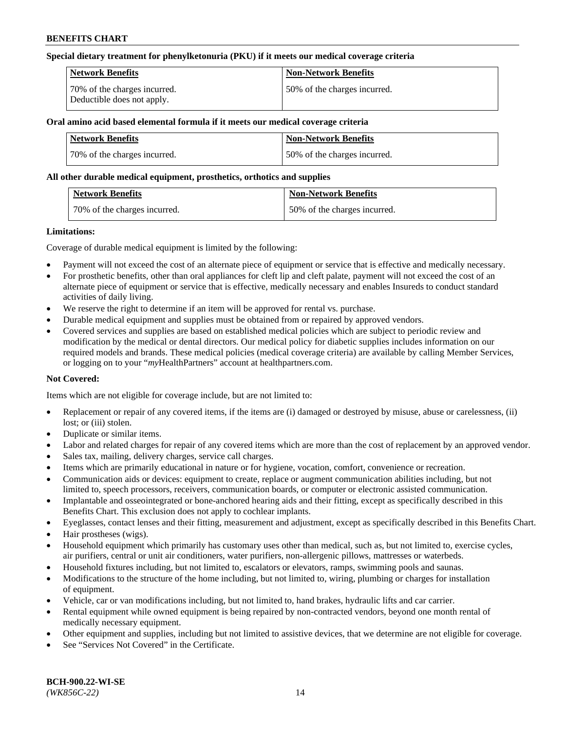**Special dietary treatment for phenylketonuria (PKU) if it meets our medical coverage criteria**

| Network Benefits | Non-Network Benefits |
|---|---|
| 70% of the charges incurred. Deductible does not apply. | 50% of the charges incurred. |

**Oral amino acid based elemental formula if it meets our medical coverage criteria**

| Network Benefits | Non-Network Benefits |
|---|---|
| 70% of the charges incurred. | 50% of the charges incurred. |

**All other durable medical equipment, prosthetics, orthotics and supplies**

| Network Benefits | Non-Network Benefits |
|---|---|
| 70% of the charges incurred. | 50% of the charges incurred. |

**Limitations:**

Coverage of durable medical equipment is limited by the following:

- Payment will not exceed the cost of an alternate piece of equipment or service that is effective and medically necessary.
- For prosthetic benefits, other than oral appliances for cleft lip and cleft palate, payment will not exceed the cost of an alternate piece of equipment or service that is effective, medically necessary and enables Insureds to conduct standard activities of daily living.
- We reserve the right to determine if an item will be approved for rental vs. purchase.
- Durable medical equipment and supplies must be obtained from or repaired by approved vendors.
- Covered services and supplies are based on established medical policies which are subject to periodic review and modification by the medical or dental directors. Our medical policy for diabetic supplies includes information on our required models and brands. These medical policies (medical coverage criteria) are available by calling Member Services, or logging on to your "*my*HealthPartners" account at healthpartners.com.

**Not Covered:**

Items which are not eligible for coverage include, but are not limited to:

- Replacement or repair of any covered items, if the items are (i) damaged or destroyed by misuse, abuse or carelessness, (ii) lost; or (iii) stolen.
- Duplicate or similar items.
- Labor and related charges for repair of any covered items which are more than the cost of replacement by an approved vendor.
- Sales tax, mailing, delivery charges, service call charges.
- Items which are primarily educational in nature or for hygiene, vocation, comfort, convenience or recreation.
- Communication aids or devices: equipment to create, replace or augment communication abilities including, but not limited to, speech processors, receivers, communication boards, or computer or electronic assisted communication.
- Implantable and osseointegrated or bone-anchored hearing aids and their fitting, except as specifically described in this Benefits Chart. This exclusion does not apply to cochlear implants.
- Eyeglasses, contact lenses and their fitting, measurement and adjustment, except as specifically described in this Benefits Chart.
- Hair prostheses (wigs).
- Household equipment which primarily has customary uses other than medical, such as, but not limited to, exercise cycles, air purifiers, central or unit air conditioners, water purifiers, non-allergenic pillows, mattresses or waterbeds.
- Household fixtures including, but not limited to, escalators or elevators, ramps, swimming pools and saunas.
- Modifications to the structure of the home including, but not limited to, wiring, plumbing or charges for installation of equipment.
- Vehicle, car or van modifications including, but not limited to, hand brakes, hydraulic lifts and car carrier.
- Rental equipment while owned equipment is being repaired by non-contracted vendors, beyond one month rental of medically necessary equipment.
- Other equipment and supplies, including but not limited to assistive devices, that we determine are not eligible for coverage.
- See "Services Not Covered" in the Certificate.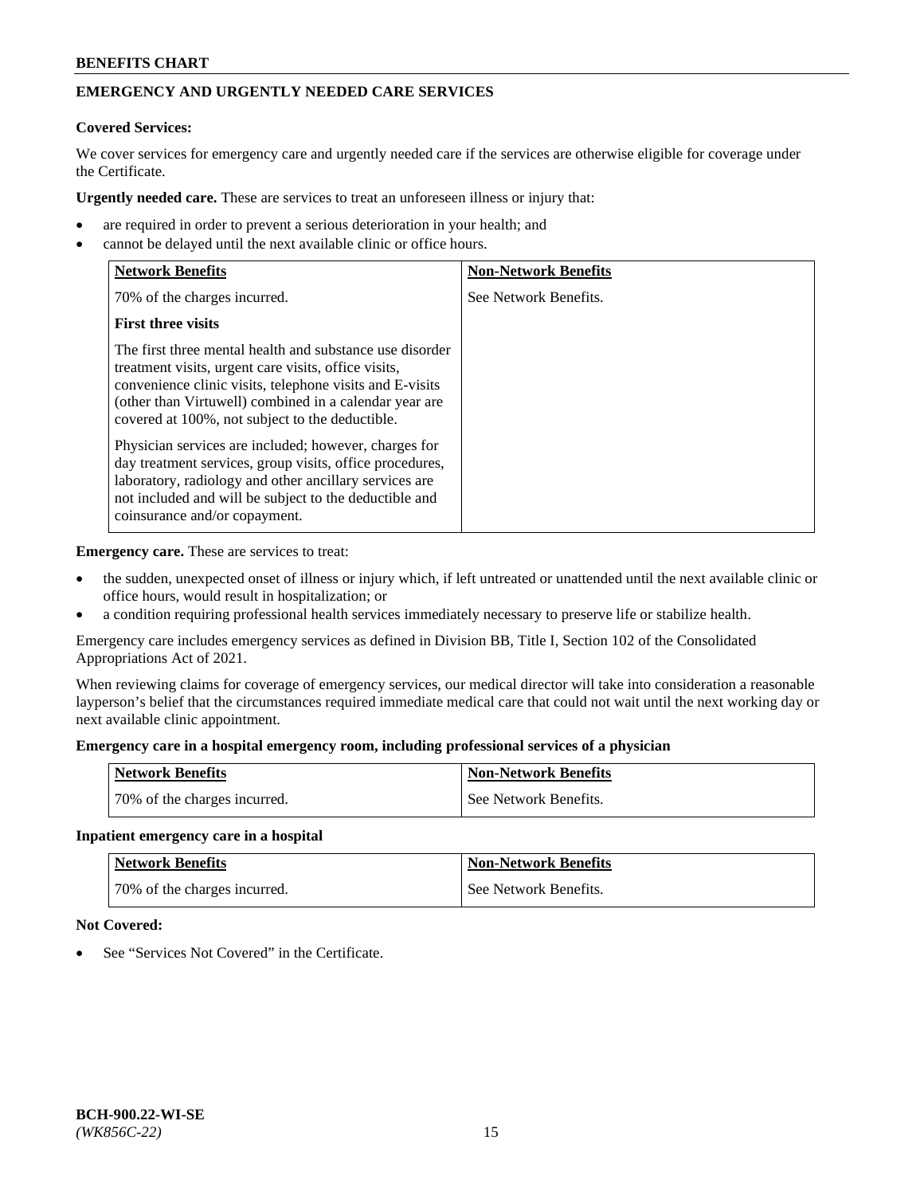## EMERGENCY AND URGENTLY NEEDED CARE SERVICES

**Covered Services:**

We cover services for emergency care and urgently needed care if the services are otherwise eligible for coverage under the Certificate.

**Urgently needed care.** These are services to treat an unforeseen illness or injury that:

- are required in order to prevent a serious deterioration in your health; and
- cannot be delayed until the next available clinic or office hours.

| Network Benefits | Non-Network Benefits |
|---|---|
| 70% of the charges incurred.<br><br>**First three visits**<br><br>The first three mental health and substance use disorder treatment visits, urgent care visits, office visits, convenience clinic visits, telephone visits and E-visits (other than Virtuwell) combined in a calendar year are covered at 100%, not subject to the deductible.<br><br>Physician services are included; however, charges for day treatment services, group visits, office procedures, laboratory, radiology and other ancillary services are not included and will be subject to the deductible and coinsurance and/or copayment. | See Network Benefits. |

**Emergency care.** These are services to treat:

- the sudden, unexpected onset of illness or injury which, if left untreated or unattended until the next available clinic or office hours, would result in hospitalization; or
- a condition requiring professional health services immediately necessary to preserve life or stabilize health.

Emergency care includes emergency services as defined in Division BB, Title I, Section 102 of the Consolidated Appropriations Act of 2021.

When reviewing claims for coverage of emergency services, our medical director will take into consideration a reasonable layperson's belief that the circumstances required immediate medical care that could not wait until the next working day or next available clinic appointment.

**Emergency care in a hospital emergency room, including professional services of a physician**

| Network Benefits | Non-Network Benefits |
|---|---|
| 70% of the charges incurred. | See Network Benefits. |

**Inpatient emergency care in a hospital**

| Network Benefits | Non-Network Benefits |
|---|---|
| 70% of the charges incurred. | See Network Benefits. |

**Not Covered:**

- See "Services Not Covered" in the Certificate.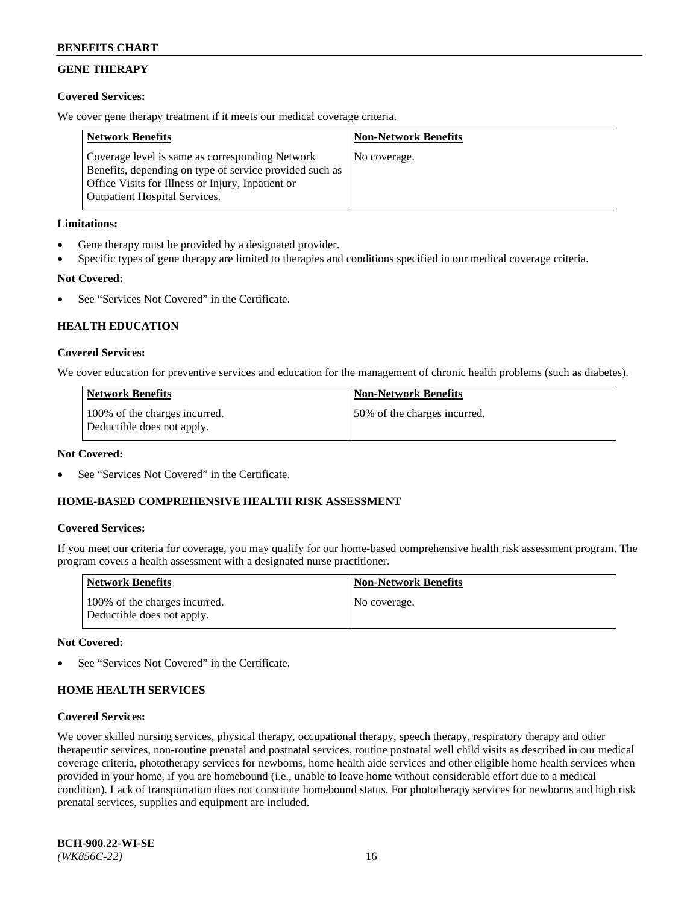## GENE THERAPY

**Covered Services:**

We cover gene therapy treatment if it meets our medical coverage criteria.

| Network Benefits | Non-Network Benefits |
|---|---|
| Coverage level is same as corresponding Network Benefits, depending on type of service provided such as Office Visits for Illness or Injury, Inpatient or Outpatient Hospital Services. | No coverage. |

**Limitations:**

- Gene therapy must be provided by a designated provider.
- Specific types of gene therapy are limited to therapies and conditions specified in our medical coverage criteria.

**Not Covered:**

- See "Services Not Covered" in the Certificate.

## HEALTH EDUCATION

**Covered Services:**

We cover education for preventive services and education for the management of chronic health problems (such as diabetes).

| Network Benefits | Non-Network Benefits |
|---|---|
| 100% of the charges incurred. Deductible does not apply. | 50% of the charges incurred. |

**Not Covered:**

- See "Services Not Covered" in the Certificate.

## HOME-BASED COMPREHENSIVE HEALTH RISK ASSESSMENT

**Covered Services:**

If you meet our criteria for coverage, you may qualify for our home-based comprehensive health risk assessment program. The program covers a health assessment with a designated nurse practitioner.

| Network Benefits | Non-Network Benefits |
|---|---|
| 100% of the charges incurred. Deductible does not apply. | No coverage. |

**Not Covered:**

- See "Services Not Covered" in the Certificate.

## HOME HEALTH SERVICES

**Covered Services:**

We cover skilled nursing services, physical therapy, occupational therapy, speech therapy, respiratory therapy and other therapeutic services, non-routine prenatal and postnatal services, routine postnatal well child visits as described in our medical coverage criteria, phototherapy services for newborns, home health aide services and other eligible home health services when provided in your home, if you are homebound (i.e., unable to leave home without considerable effort due to a medical condition). Lack of transportation does not constitute homebound status. For phototherapy services for newborns and high risk prenatal services, supplies and equipment are included.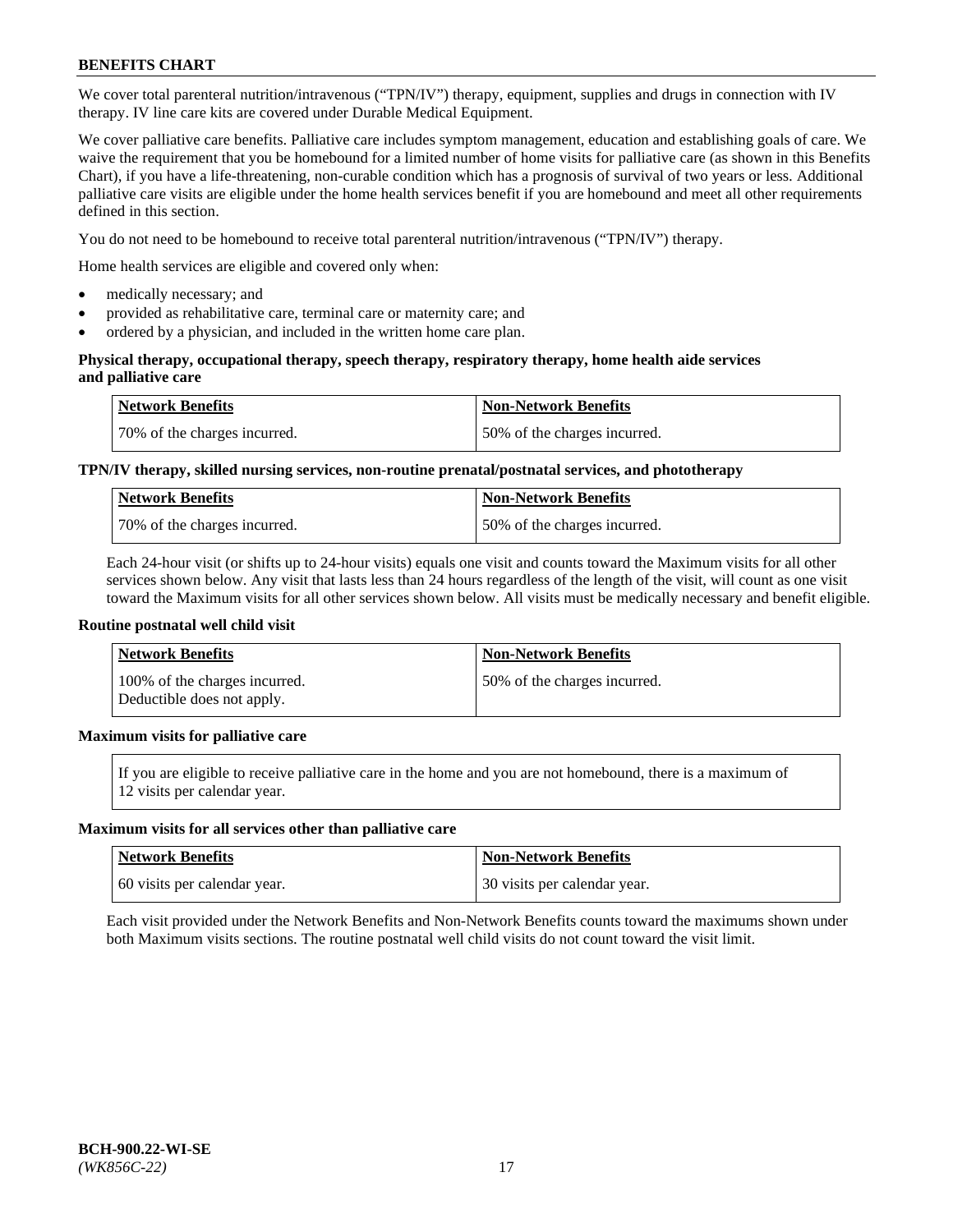We cover total parenteral nutrition/intravenous ("TPN/IV") therapy, equipment, supplies and drugs in connection with IV therapy. IV line care kits are covered under Durable Medical Equipment.

We cover palliative care benefits. Palliative care includes symptom management, education and establishing goals of care. We waive the requirement that you be homebound for a limited number of home visits for palliative care (as shown in this Benefits Chart), if you have a life-threatening, non-curable condition which has a prognosis of survival of two years or less. Additional palliative care visits are eligible under the home health services benefit if you are homebound and meet all other requirements defined in this section.

You do not need to be homebound to receive total parenteral nutrition/intravenous ("TPN/IV") therapy.

Home health services are eligible and covered only when:

- medically necessary; and
- provided as rehabilitative care, terminal care or maternity care; and
- ordered by a physician, and included in the written home care plan.

**Physical therapy, occupational therapy, speech therapy, respiratory therapy, home health aide services and palliative care**

| Network Benefits | Non-Network Benefits |
|---|---|
| 70% of the charges incurred. | 50% of the charges incurred. |

**TPN/IV therapy, skilled nursing services, non-routine prenatal/postnatal services, and phototherapy**

| Network Benefits | Non-Network Benefits |
|---|---|
| 70% of the charges incurred. | 50% of the charges incurred. |

Each 24-hour visit (or shifts up to 24-hour visits) equals one visit and counts toward the Maximum visits for all other services shown below. Any visit that lasts less than 24 hours regardless of the length of the visit, will count as one visit toward the Maximum visits for all other services shown below. All visits must be medically necessary and benefit eligible.

**Routine postnatal well child visit**

| Network Benefits | Non-Network Benefits |
|---|---|
| 100% of the charges incurred. Deductible does not apply. | 50% of the charges incurred. |

**Maximum visits for palliative care**

If you are eligible to receive palliative care in the home and you are not homebound, there is a maximum of 12 visits per calendar year.

**Maximum visits for all services other than palliative care**

| Network Benefits | Non-Network Benefits |
|---|---|
| 60 visits per calendar year. | 30 visits per calendar year. |

Each visit provided under the Network Benefits and Non-Network Benefits counts toward the maximums shown under both Maximum visits sections. The routine postnatal well child visits do not count toward the visit limit.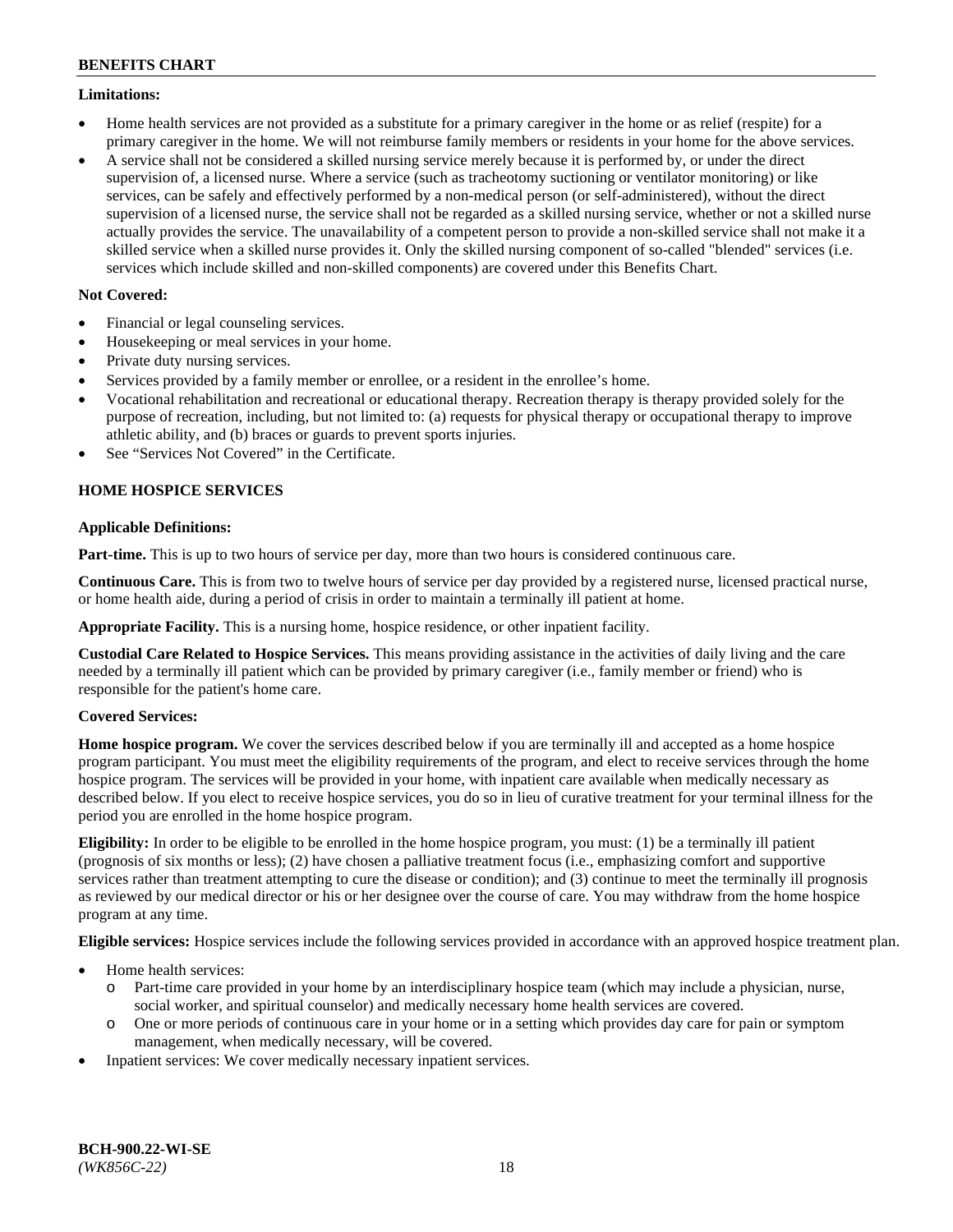**Limitations:**

- Home health services are not provided as a substitute for a primary caregiver in the home or as relief (respite) for a primary caregiver in the home. We will not reimburse family members or residents in your home for the above services.
- A service shall not be considered a skilled nursing service merely because it is performed by, or under the direct supervision of, a licensed nurse. Where a service (such as tracheotomy suctioning or ventilator monitoring) or like services, can be safely and effectively performed by a non-medical person (or self-administered), without the direct supervision of a licensed nurse, the service shall not be regarded as a skilled nursing service, whether or not a skilled nurse actually provides the service. The unavailability of a competent person to provide a non-skilled service shall not make it a skilled service when a skilled nurse provides it. Only the skilled nursing component of so-called "blended" services (i.e. services which include skilled and non-skilled components) are covered under this Benefits Chart.

**Not Covered:**

- Financial or legal counseling services.
- Housekeeping or meal services in your home.
- Private duty nursing services.
- Services provided by a family member or enrollee, or a resident in the enrollee's home.
- Vocational rehabilitation and recreational or educational therapy. Recreation therapy is therapy provided solely for the purpose of recreation, including, but not limited to: (a) requests for physical therapy or occupational therapy to improve athletic ability, and (b) braces or guards to prevent sports injuries.
- See "Services Not Covered" in the Certificate.

## HOME HOSPICE SERVICES

**Applicable Definitions:**

**Part-time.** This is up to two hours of service per day, more than two hours is considered continuous care.

**Continuous Care.** This is from two to twelve hours of service per day provided by a registered nurse, licensed practical nurse, or home health aide, during a period of crisis in order to maintain a terminally ill patient at home.

**Appropriate Facility.** This is a nursing home, hospice residence, or other inpatient facility.

**Custodial Care Related to Hospice Services.** This means providing assistance in the activities of daily living and the care needed by a terminally ill patient which can be provided by primary caregiver (i.e., family member or friend) who is responsible for the patient's home care.

**Covered Services:**

**Home hospice program.** We cover the services described below if you are terminally ill and accepted as a home hospice program participant. You must meet the eligibility requirements of the program, and elect to receive services through the home hospice program. The services will be provided in your home, with inpatient care available when medically necessary as described below. If you elect to receive hospice services, you do so in lieu of curative treatment for your terminal illness for the period you are enrolled in the home hospice program.

**Eligibility:** In order to be eligible to be enrolled in the home hospice program, you must: (1) be a terminally ill patient (prognosis of six months or less); (2) have chosen a palliative treatment focus (i.e., emphasizing comfort and supportive services rather than treatment attempting to cure the disease or condition); and (3) continue to meet the terminally ill prognosis as reviewed by our medical director or his or her designee over the course of care. You may withdraw from the home hospice program at any time.

**Eligible services:** Hospice services include the following services provided in accordance with an approved hospice treatment plan.

- Home health services:
  - Part-time care provided in your home by an interdisciplinary hospice team (which may include a physician, nurse, social worker, and spiritual counselor) and medically necessary home health services are covered.
  - One or more periods of continuous care in your home or in a setting which provides day care for pain or symptom management, when medically necessary, will be covered.
- Inpatient services: We cover medically necessary inpatient services.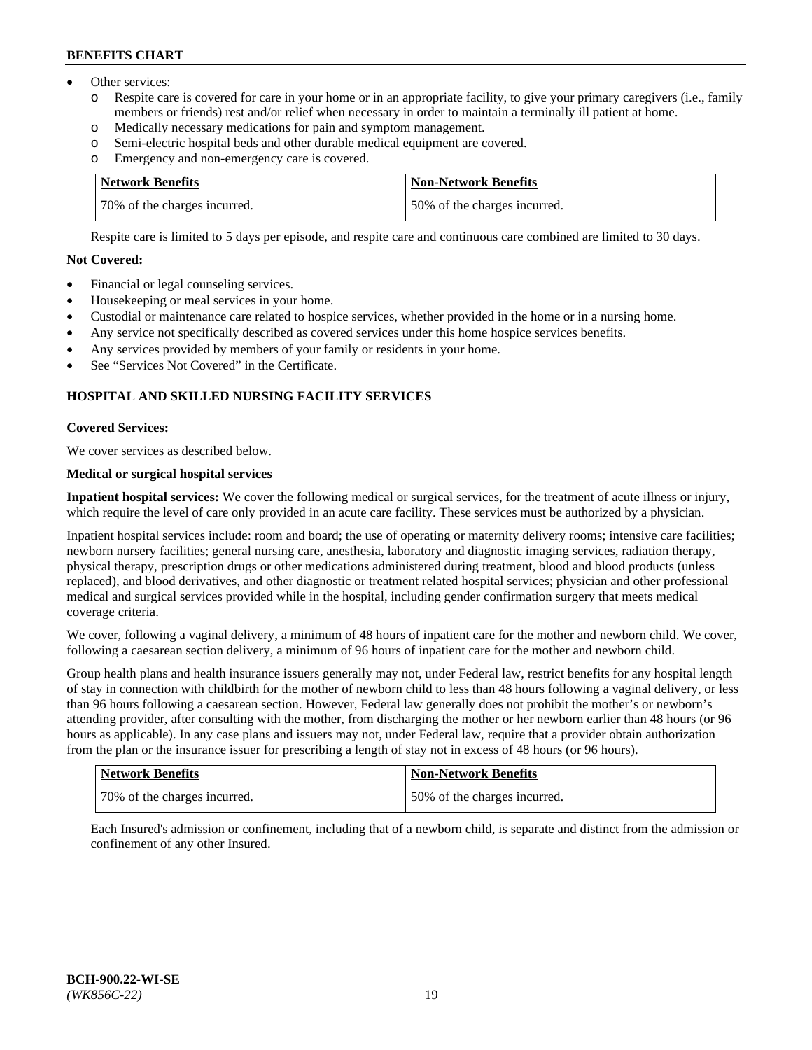- Other services:
  - Respite care is covered for care in your home or in an appropriate facility, to give your primary caregivers (i.e., family members or friends) rest and/or relief when necessary in order to maintain a terminally ill patient at home.
  - Medically necessary medications for pain and symptom management.
  - Semi-electric hospital beds and other durable medical equipment are covered.
  - Emergency and non-emergency care is covered.

| Network Benefits | Non-Network Benefits |
|---|---|
| 70% of the charges incurred. | 50% of the charges incurred. |

Respite care is limited to 5 days per episode, and respite care and continuous care combined are limited to 30 days.

**Not Covered:**

- Financial or legal counseling services.
- Housekeeping or meal services in your home.
- Custodial or maintenance care related to hospice services, whether provided in the home or in a nursing home.
- Any service not specifically described as covered services under this home hospice services benefits.
- Any services provided by members of your family or residents in your home.
- See "Services Not Covered" in the Certificate.

## HOSPITAL AND SKILLED NURSING FACILITY SERVICES

**Covered Services:**

We cover services as described below.

**Medical or surgical hospital services**

**Inpatient hospital services:** We cover the following medical or surgical services, for the treatment of acute illness or injury, which require the level of care only provided in an acute care facility. These services must be authorized by a physician.

Inpatient hospital services include: room and board; the use of operating or maternity delivery rooms; intensive care facilities; newborn nursery facilities; general nursing care, anesthesia, laboratory and diagnostic imaging services, radiation therapy, physical therapy, prescription drugs or other medications administered during treatment, blood and blood products (unless replaced), and blood derivatives, and other diagnostic or treatment related hospital services; physician and other professional medical and surgical services provided while in the hospital, including gender confirmation surgery that meets medical coverage criteria.

We cover, following a vaginal delivery, a minimum of 48 hours of inpatient care for the mother and newborn child. We cover, following a caesarean section delivery, a minimum of 96 hours of inpatient care for the mother and newborn child.

Group health plans and health insurance issuers generally may not, under Federal law, restrict benefits for any hospital length of stay in connection with childbirth for the mother of newborn child to less than 48 hours following a vaginal delivery, or less than 96 hours following a caesarean section. However, Federal law generally does not prohibit the mother's or newborn's attending provider, after consulting with the mother, from discharging the mother or her newborn earlier than 48 hours (or 96 hours as applicable). In any case plans and issuers may not, under Federal law, require that a provider obtain authorization from the plan or the insurance issuer for prescribing a length of stay not in excess of 48 hours (or 96 hours).

| Network Benefits | Non-Network Benefits |
|---|---|
| 70% of the charges incurred. | 50% of the charges incurred. |

Each Insured's admission or confinement, including that of a newborn child, is separate and distinct from the admission or confinement of any other Insured.

**BCH-900.22-WI-SE**
*(WK856C-22)*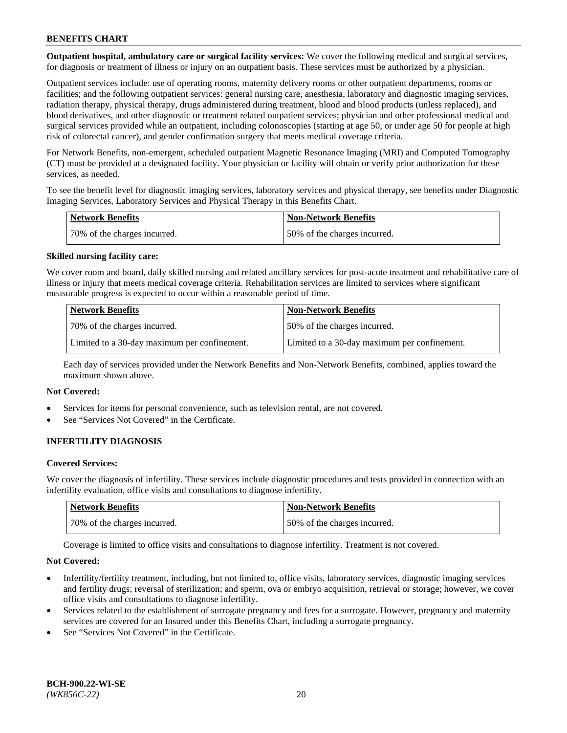**Outpatient hospital, ambulatory care or surgical facility services:** We cover the following medical and surgical services, for diagnosis or treatment of illness or injury on an outpatient basis. These services must be authorized by a physician.

Outpatient services include: use of operating rooms, maternity delivery rooms or other outpatient departments, rooms or facilities; and the following outpatient services: general nursing care, anesthesia, laboratory and diagnostic imaging services, radiation therapy, physical therapy, drugs administered during treatment, blood and blood products (unless replaced), and blood derivatives, and other diagnostic or treatment related outpatient services; physician and other professional medical and surgical services provided while an outpatient, including colonoscopies (starting at age 50, or under age 50 for people at high risk of colorectal cancer), and gender confirmation surgery that meets medical coverage criteria.

For Network Benefits, non-emergent, scheduled outpatient Magnetic Resonance Imaging (MRI) and Computed Tomography (CT) must be provided at a designated facility. Your physician or facility will obtain or verify prior authorization for these services, as needed.

To see the benefit level for diagnostic imaging services, laboratory services and physical therapy, see benefits under Diagnostic Imaging Services, Laboratory Services and Physical Therapy in this Benefits Chart.

| Network Benefits | Non-Network Benefits |
|---|---|
| 70% of the charges incurred. | 50% of the charges incurred. |

**Skilled nursing facility care:**

We cover room and board, daily skilled nursing and related ancillary services for post-acute treatment and rehabilitative care of illness or injury that meets medical coverage criteria. Rehabilitation services are limited to services where significant measurable progress is expected to occur within a reasonable period of time.

| Network Benefits | Non-Network Benefits |
|---|---|
| 70% of the charges incurred. | 50% of the charges incurred. |
| Limited to a 30-day maximum per confinement. | Limited to a 30-day maximum per confinement. |

Each day of services provided under the Network Benefits and Non-Network Benefits, combined, applies toward the maximum shown above.

**Not Covered:**

- Services for items for personal convenience, such as television rental, are not covered.
- See "Services Not Covered" in the Certificate.

## INFERTILITY DIAGNOSIS

**Covered Services:**

We cover the diagnosis of infertility. These services include diagnostic procedures and tests provided in connection with an infertility evaluation, office visits and consultations to diagnose infertility.

| Network Benefits | Non-Network Benefits |
|---|---|
| 70% of the charges incurred. | 50% of the charges incurred. |

Coverage is limited to office visits and consultations to diagnose infertility. Treatment is not covered.

**Not Covered:**

- Infertility/fertility treatment, including, but not limited to, office visits, laboratory services, diagnostic imaging services and fertility drugs; reversal of sterilization; and sperm, ova or embryo acquisition, retrieval or storage; however, we cover office visits and consultations to diagnose infertility.
- Services related to the establishment of surrogate pregnancy and fees for a surrogate. However, pregnancy and maternity services are covered for an Insured under this Benefits Chart, including a surrogate pregnancy.
- See "Services Not Covered" in the Certificate.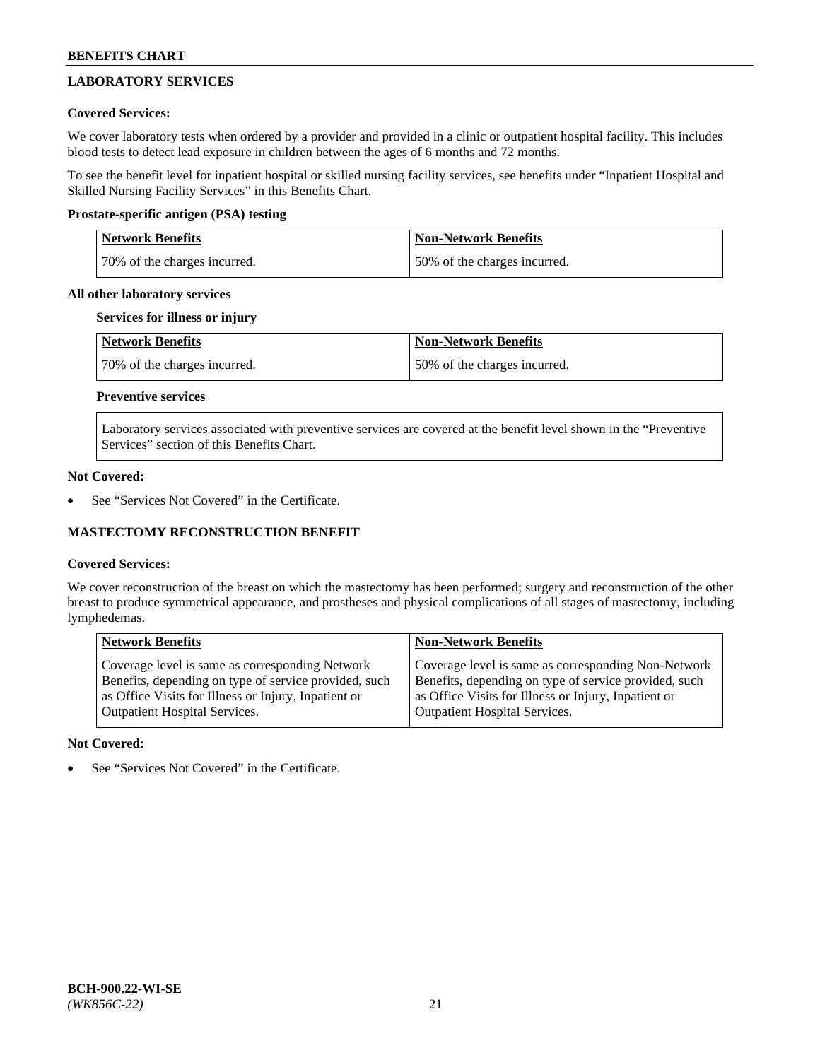## LABORATORY SERVICES

### Covered Services:

We cover laboratory tests when ordered by a provider and provided in a clinic or outpatient hospital facility. This includes blood tests to detect lead exposure in children between the ages of 6 months and 72 months.

To see the benefit level for inpatient hospital or skilled nursing facility services, see benefits under "Inpatient Hospital and Skilled Nursing Facility Services" in this Benefits Chart.

#### Prostate-specific antigen (PSA) testing

| Network Benefits | Non-Network Benefits |
|---|---|
| 70% of the charges incurred. | 50% of the charges incurred. |

#### All other laboratory services

**Services for illness or injury**

| Network Benefits | Non-Network Benefits |
|---|---|
| 70% of the charges incurred. | 50% of the charges incurred. |

**Preventive services**

Laboratory services associated with preventive services are covered at the benefit level shown in the "Preventive Services" section of this Benefits Chart.

### Not Covered:

- See "Services Not Covered" in the Certificate.

## MASTECTOMY RECONSTRUCTION BENEFIT

### Covered Services:

We cover reconstruction of the breast on which the mastectomy has been performed; surgery and reconstruction of the other breast to produce symmetrical appearance, and prostheses and physical complications of all stages of mastectomy, including lymphedemas.

| Network Benefits | Non-Network Benefits |
|---|---|
| Coverage level is same as corresponding Network Benefits, depending on type of service provided, such as Office Visits for Illness or Injury, Inpatient or Outpatient Hospital Services. | Coverage level is same as corresponding Non-Network Benefits, depending on type of service provided, such as Office Visits for Illness or Injury, Inpatient or Outpatient Hospital Services. |

### Not Covered:

- See "Services Not Covered" in the Certificate.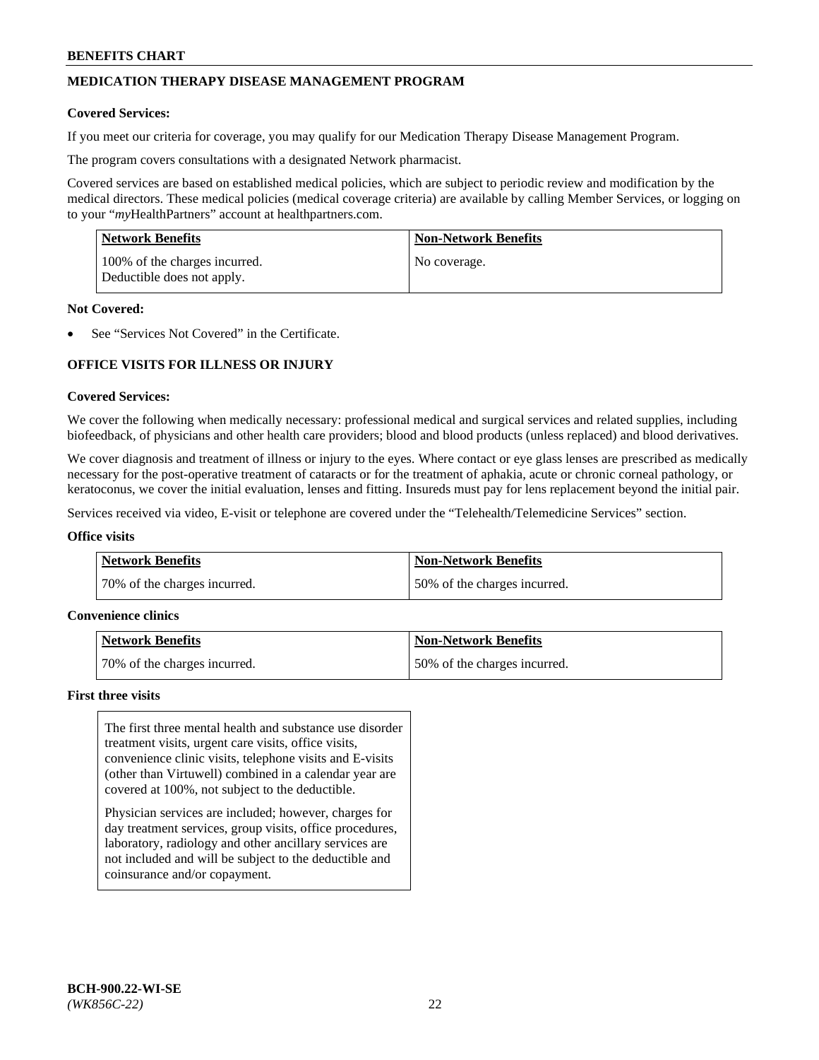## MEDICATION THERAPY DISEASE MANAGEMENT PROGRAM

**Covered Services:**

If you meet our criteria for coverage, you may qualify for our Medication Therapy Disease Management Program.

The program covers consultations with a designated Network pharmacist.

Covered services are based on established medical policies, which are subject to periodic review and modification by the medical directors. These medical policies (medical coverage criteria) are available by calling Member Services, or logging on to your "*my*HealthPartners" account at healthpartners.com.

| Network Benefits | Non-Network Benefits |
|---|---|
| 100% of the charges incurred. Deductible does not apply. | No coverage. |

**Not Covered:**

- See "Services Not Covered" in the Certificate.

## OFFICE VISITS FOR ILLNESS OR INJURY

**Covered Services:**

We cover the following when medically necessary: professional medical and surgical services and related supplies, including biofeedback, of physicians and other health care providers; blood and blood products (unless replaced) and blood derivatives.

We cover diagnosis and treatment of illness or injury to the eyes. Where contact or eye glass lenses are prescribed as medically necessary for the post-operative treatment of cataracts or for the treatment of aphakia, acute or chronic corneal pathology, or keratoconus, we cover the initial evaluation, lenses and fitting. Insureds must pay for lens replacement beyond the initial pair.

Services received via video, E-visit or telephone are covered under the "Telehealth/Telemedicine Services" section.

**Office visits**

| Network Benefits | Non-Network Benefits |
|---|---|
| 70% of the charges incurred. | 50% of the charges incurred. |

**Convenience clinics**

| Network Benefits | Non-Network Benefits |
|---|---|
| 70% of the charges incurred. | 50% of the charges incurred. |

**First three visits**

The first three mental health and substance use disorder treatment visits, urgent care visits, office visits, convenience clinic visits, telephone visits and E-visits (other than Virtuwell) combined in a calendar year are covered at 100%, not subject to the deductible.

Physician services are included; however, charges for day treatment services, group visits, office procedures, laboratory, radiology and other ancillary services are not included and will be subject to the deductible and coinsurance and/or copayment.

**BCH-900.22-WI-SE**
*(WK856C-22)*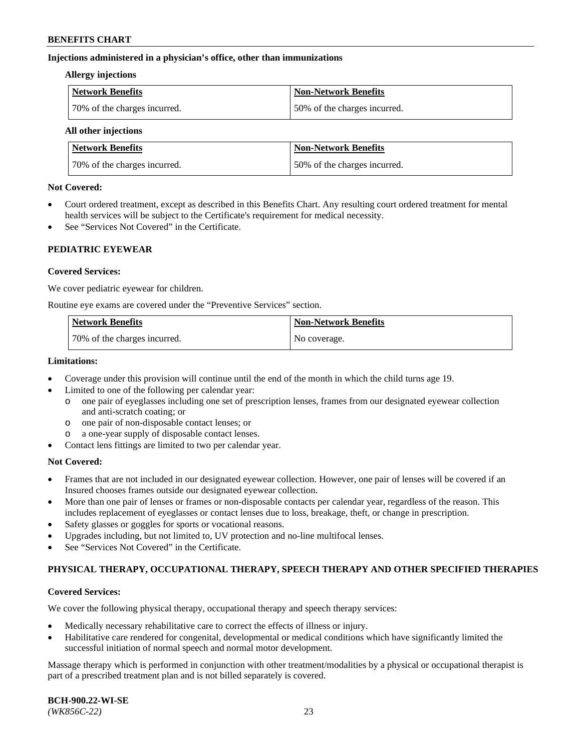**Injections administered in a physician's office, other than immunizations**

**Allergy injections**

| Network Benefits | Non-Network Benefits |
|---|---|
| 70% of the charges incurred. | 50% of the charges incurred. |

**All other injections**

| Network Benefits | Non-Network Benefits |
|---|---|
| 70% of the charges incurred. | 50% of the charges incurred. |

**Not Covered:**

- Court ordered treatment, except as described in this Benefits Chart. Any resulting court ordered treatment for mental health services will be subject to the Certificate's requirement for medical necessity.
- See "Services Not Covered" in the Certificate.

## PEDIATRIC EYEWEAR

**Covered Services:**

We cover pediatric eyewear for children.

Routine eye exams are covered under the "Preventive Services" section.

| Network Benefits | Non-Network Benefits |
|---|---|
| 70% of the charges incurred. | No coverage. |

**Limitations:**

- Coverage under this provision will continue until the end of the month in which the child turns age 19.
- Limited to one of the following per calendar year:
  - one pair of eyeglasses including one set of prescription lenses, frames from our designated eyewear collection and anti-scratch coating; or
  - one pair of non-disposable contact lenses; or
  - a one-year supply of disposable contact lenses.
- Contact lens fittings are limited to two per calendar year.

**Not Covered:**

- Frames that are not included in our designated eyewear collection. However, one pair of lenses will be covered if an Insured chooses frames outside our designated eyewear collection.
- More than one pair of lenses or frames or non-disposable contacts per calendar year, regardless of the reason. This includes replacement of eyeglasses or contact lenses due to loss, breakage, theft, or change in prescription.
- Safety glasses or goggles for sports or vocational reasons.
- Upgrades including, but not limited to, UV protection and no-line multifocal lenses.
- See "Services Not Covered" in the Certificate.

## PHYSICAL THERAPY, OCCUPATIONAL THERAPY, SPEECH THERAPY AND OTHER SPECIFIED THERAPIES

**Covered Services:**

We cover the following physical therapy, occupational therapy and speech therapy services:

- Medically necessary rehabilitative care to correct the effects of illness or injury.
- Habilitative care rendered for congenital, developmental or medical conditions which have significantly limited the successful initiation of normal speech and normal motor development.

Massage therapy which is performed in conjunction with other treatment/modalities by a physical or occupational therapist is part of a prescribed treatment plan and is not billed separately is covered.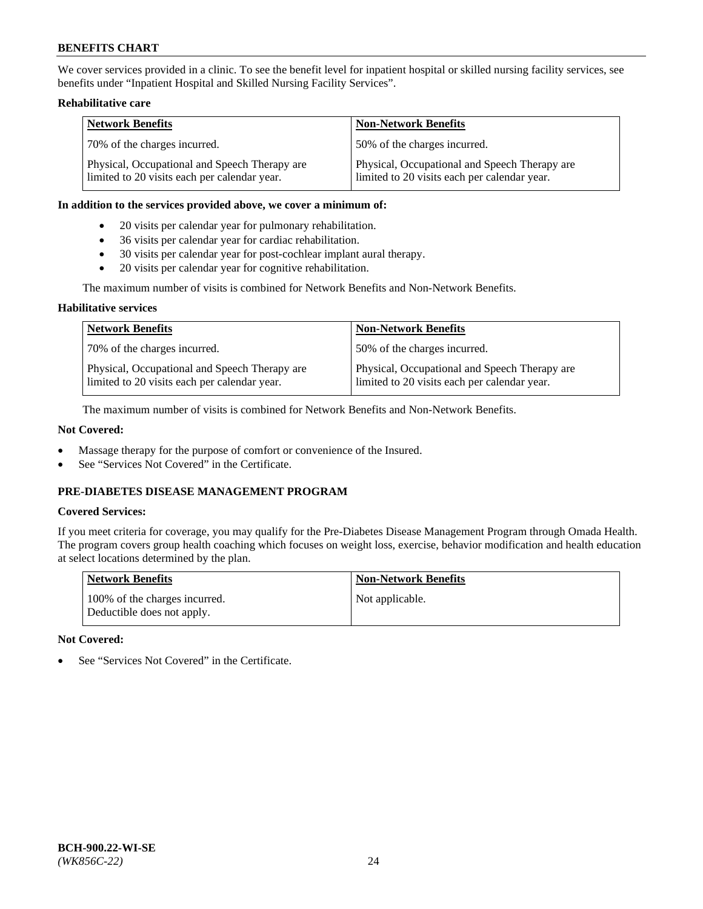We cover services provided in a clinic. To see the benefit level for inpatient hospital or skilled nursing facility services, see benefits under "Inpatient Hospital and Skilled Nursing Facility Services".

**Rehabilitative care**

| Network Benefits | Non-Network Benefits |
| --- | --- |
| 70% of the charges incurred. | 50% of the charges incurred. |
| Physical, Occupational and Speech Therapy are limited to 20 visits each per calendar year. | Physical, Occupational and Speech Therapy are limited to 20 visits each per calendar year. |

**In addition to the services provided above, we cover a minimum of:**

- 20 visits per calendar year for pulmonary rehabilitation.
- 36 visits per calendar year for cardiac rehabilitation.
- 30 visits per calendar year for post-cochlear implant aural therapy.
- 20 visits per calendar year for cognitive rehabilitation.

The maximum number of visits is combined for Network Benefits and Non-Network Benefits.

**Habilitative services**

| Network Benefits | Non-Network Benefits |
| --- | --- |
| 70% of the charges incurred. | 50% of the charges incurred. |
| Physical, Occupational and Speech Therapy are limited to 20 visits each per calendar year. | Physical, Occupational and Speech Therapy are limited to 20 visits each per calendar year. |

The maximum number of visits is combined for Network Benefits and Non-Network Benefits.

**Not Covered:**

- Massage therapy for the purpose of comfort or convenience of the Insured.
- See "Services Not Covered" in the Certificate.

## PRE-DIABETES DISEASE MANAGEMENT PROGRAM

**Covered Services:**

If you meet criteria for coverage, you may qualify for the Pre-Diabetes Disease Management Program through Omada Health. The program covers group health coaching which focuses on weight loss, exercise, behavior modification and health education at select locations determined by the plan.

| Network Benefits | Non-Network Benefits |
| --- | --- |
| 100% of the charges incurred. Deductible does not apply. | Not applicable. |

**Not Covered:**

- See "Services Not Covered" in the Certificate.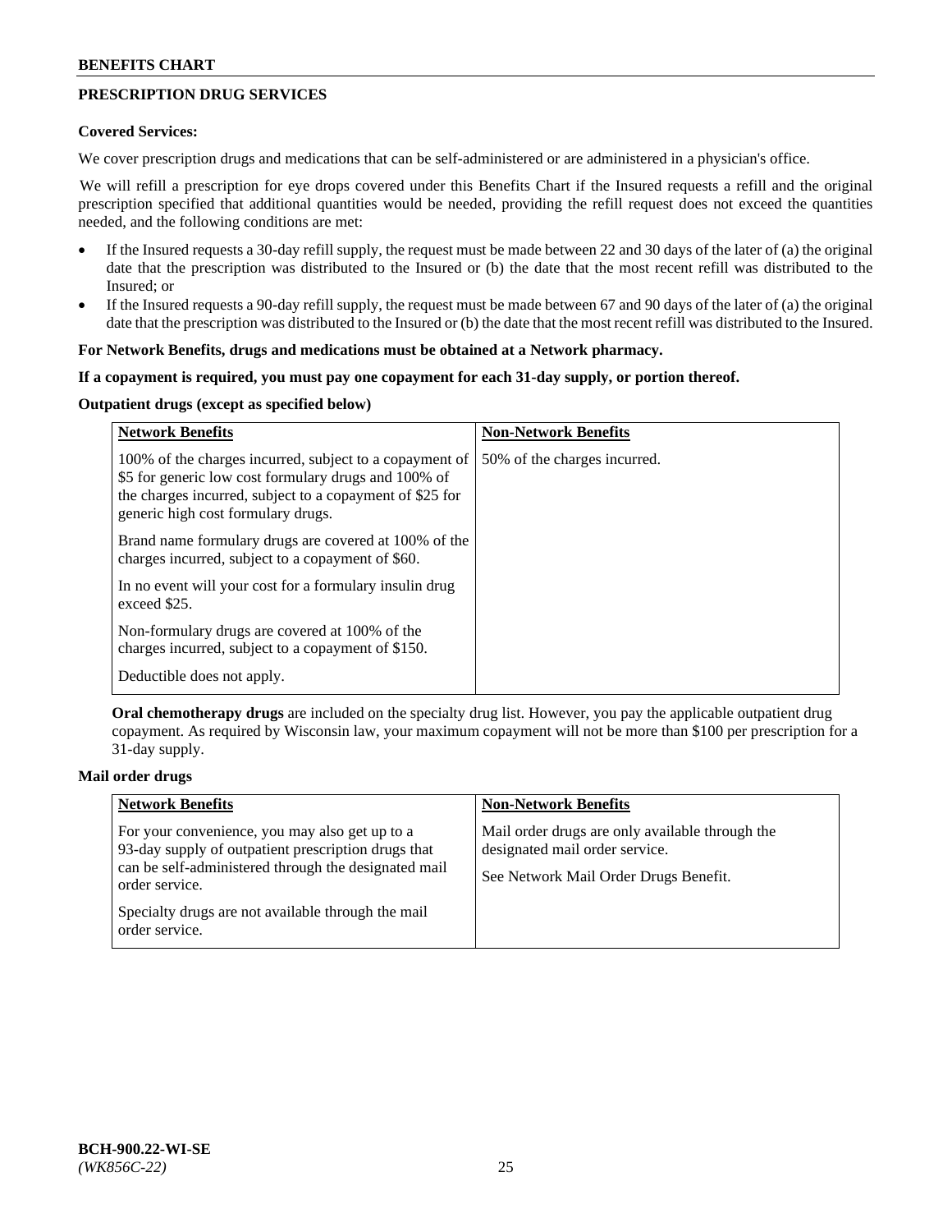## PRESCRIPTION DRUG SERVICES

**Covered Services:**

We cover prescription drugs and medications that can be self-administered or are administered in a physician's office.

We will refill a prescription for eye drops covered under this Benefits Chart if the Insured requests a refill and the original prescription specified that additional quantities would be needed, providing the refill request does not exceed the quantities needed, and the following conditions are met:

- If the Insured requests a 30-day refill supply, the request must be made between 22 and 30 days of the later of (a) the original date that the prescription was distributed to the Insured or (b) the date that the most recent refill was distributed to the Insured; or
- If the Insured requests a 90-day refill supply, the request must be made between 67 and 90 days of the later of (a) the original date that the prescription was distributed to the Insured or (b) the date that the most recent refill was distributed to the Insured.

**For Network Benefits, drugs and medications must be obtained at a Network pharmacy.**

**If a copayment is required, you must pay one copayment for each 31-day supply, or portion thereof.**

**Outpatient drugs (except as specified below)**

| Network Benefits | Non-Network Benefits |
|---|---|
| 100% of the charges incurred, subject to a copayment of $5 for generic low cost formulary drugs and 100% of the charges incurred, subject to a copayment of $25 for generic high cost formulary drugs.<br><br>Brand name formulary drugs are covered at 100% of the charges incurred, subject to a copayment of $60.<br><br>In no event will your cost for a formulary insulin drug exceed $25.<br><br>Non-formulary drugs are covered at 100% of the charges incurred, subject to a copayment of $150.<br><br>Deductible does not apply. | 50% of the charges incurred. |

**Oral chemotherapy drugs** are included on the specialty drug list. However, you pay the applicable outpatient drug copayment. As required by Wisconsin law, your maximum copayment will not be more than $100 per prescription for a 31-day supply.

**Mail order drugs**

| Network Benefits | Non-Network Benefits |
|---|---|
| For your convenience, you may also get up to a 93-day supply of outpatient prescription drugs that can be self-administered through the designated mail order service.<br><br>Specialty drugs are not available through the mail order service. | Mail order drugs are only available through the designated mail order service.<br><br>See Network Mail Order Drugs Benefit. |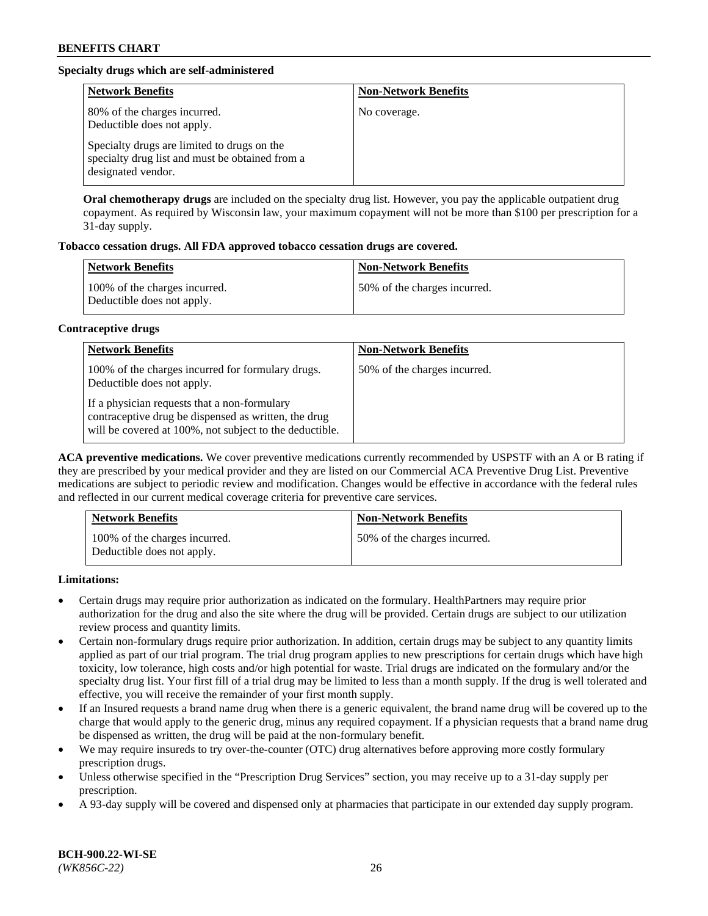**Specialty drugs which are self-administered**

| Network Benefits | Non-Network Benefits |
| --- | --- |
| 80% of the charges incurred. Deductible does not apply.<br><br>Specialty drugs are limited to drugs on the specialty drug list and must be obtained from a designated vendor. | No coverage. |

**Oral chemotherapy drugs** are included on the specialty drug list. However, you pay the applicable outpatient drug copayment. As required by Wisconsin law, your maximum copayment will not be more than $100 per prescription for a 31-day supply.

**Tobacco cessation drugs. All FDA approved tobacco cessation drugs are covered.**

| Network Benefits | Non-Network Benefits |
| --- | --- |
| 100% of the charges incurred. Deductible does not apply. | 50% of the charges incurred. |

**Contraceptive drugs**

| Network Benefits | Non-Network Benefits |
| --- | --- |
| 100% of the charges incurred for formulary drugs. Deductible does not apply.<br><br>If a physician requests that a non-formulary contraceptive drug be dispensed as written, the drug will be covered at 100%, not subject to the deductible. | 50% of the charges incurred. |

**ACA preventive medications.** We cover preventive medications currently recommended by USPSTF with an A or B rating if they are prescribed by your medical provider and they are listed on our Commercial ACA Preventive Drug List. Preventive medications are subject to periodic review and modification. Changes would be effective in accordance with the federal rules and reflected in our current medical coverage criteria for preventive care services.

| Network Benefits | Non-Network Benefits |
| --- | --- |
| 100% of the charges incurred. Deductible does not apply. | 50% of the charges incurred. |

**Limitations:**

- Certain drugs may require prior authorization as indicated on the formulary. HealthPartners may require prior authorization for the drug and also the site where the drug will be provided. Certain drugs are subject to our utilization review process and quantity limits.
- Certain non-formulary drugs require prior authorization. In addition, certain drugs may be subject to any quantity limits applied as part of our trial program. The trial drug program applies to new prescriptions for certain drugs which have high toxicity, low tolerance, high costs and/or high potential for waste. Trial drugs are indicated on the formulary and/or the specialty drug list. Your first fill of a trial drug may be limited to less than a month supply. If the drug is well tolerated and effective, you will receive the remainder of your first month supply.
- If an Insured requests a brand name drug when there is a generic equivalent, the brand name drug will be covered up to the charge that would apply to the generic drug, minus any required copayment. If a physician requests that a brand name drug be dispensed as written, the drug will be paid at the non-formulary benefit.
- We may require insureds to try over-the-counter (OTC) drug alternatives before approving more costly formulary prescription drugs.
- Unless otherwise specified in the "Prescription Drug Services" section, you may receive up to a 31-day supply per prescription.
- A 93-day supply will be covered and dispensed only at pharmacies that participate in our extended day supply program.

**BCH-900.22-WI-SE**
*(WK856C-22)*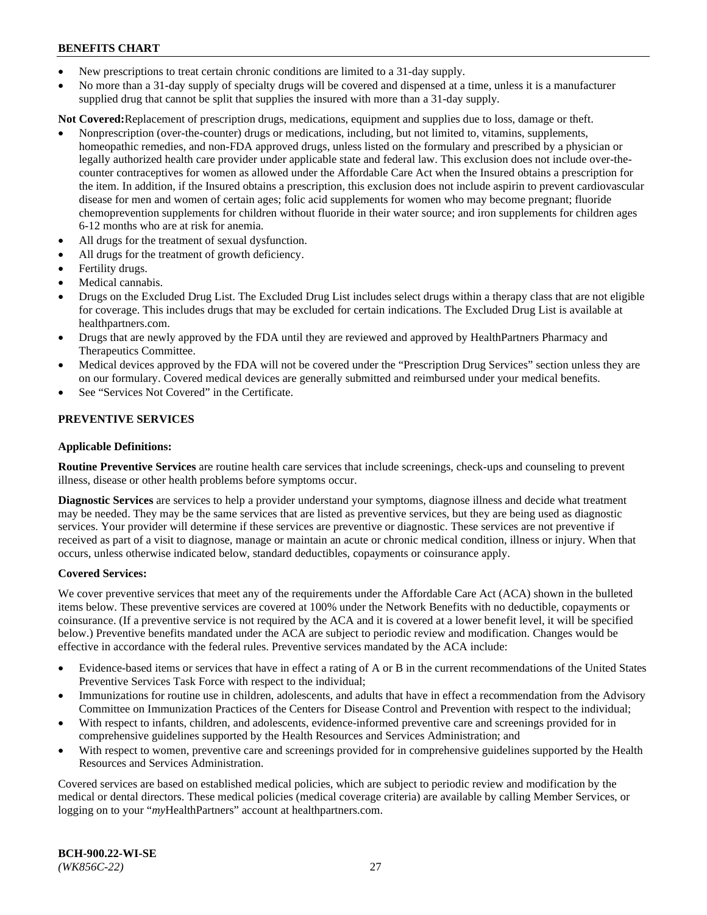- New prescriptions to treat certain chronic conditions are limited to a 31-day supply.
- No more than a 31-day supply of specialty drugs will be covered and dispensed at a time, unless it is a manufacturer supplied drug that cannot be split that supplies the insured with more than a 31-day supply.

**Not Covered:** Replacement of prescription drugs, medications, equipment and supplies due to loss, damage or theft.

- Nonprescription (over-the-counter) drugs or medications, including, but not limited to, vitamins, supplements, homeopathic remedies, and non-FDA approved drugs, unless listed on the formulary and prescribed by a physician or legally authorized health care provider under applicable state and federal law. This exclusion does not include over-the-counter contraceptives for women as allowed under the Affordable Care Act when the Insured obtains a prescription for the item. In addition, if the Insured obtains a prescription, this exclusion does not include aspirin to prevent cardiovascular disease for men and women of certain ages; folic acid supplements for women who may become pregnant; fluoride chemoprevention supplements for children without fluoride in their water source; and iron supplements for children ages 6-12 months who are at risk for anemia.
- All drugs for the treatment of sexual dysfunction.
- All drugs for the treatment of growth deficiency.
- Fertility drugs.
- Medical cannabis.
- Drugs on the Excluded Drug List. The Excluded Drug List includes select drugs within a therapy class that are not eligible for coverage. This includes drugs that may be excluded for certain indications. The Excluded Drug List is available at healthpartners.com.
- Drugs that are newly approved by the FDA until they are reviewed and approved by HealthPartners Pharmacy and Therapeutics Committee.
- Medical devices approved by the FDA will not be covered under the "Prescription Drug Services" section unless they are on our formulary. Covered medical devices are generally submitted and reimbursed under your medical benefits.
- See "Services Not Covered" in the Certificate.

## PREVENTIVE SERVICES

### Applicable Definitions:

**Routine Preventive Services** are routine health care services that include screenings, check-ups and counseling to prevent illness, disease or other health problems before symptoms occur.

**Diagnostic Services** are services to help a provider understand your symptoms, diagnose illness and decide what treatment may be needed. They may be the same services that are listed as preventive services, but they are being used as diagnostic services. Your provider will determine if these services are preventive or diagnostic. These services are not preventive if received as part of a visit to diagnose, manage or maintain an acute or chronic medical condition, illness or injury. When that occurs, unless otherwise indicated below, standard deductibles, copayments or coinsurance apply.

### Covered Services:

We cover preventive services that meet any of the requirements under the Affordable Care Act (ACA) shown in the bulleted items below. These preventive services are covered at 100% under the Network Benefits with no deductible, copayments or coinsurance. (If a preventive service is not required by the ACA and it is covered at a lower benefit level, it will be specified below.) Preventive benefits mandated under the ACA are subject to periodic review and modification. Changes would be effective in accordance with the federal rules. Preventive services mandated by the ACA include:

- Evidence-based items or services that have in effect a rating of A or B in the current recommendations of the United States Preventive Services Task Force with respect to the individual;
- Immunizations for routine use in children, adolescents, and adults that have in effect a recommendation from the Advisory Committee on Immunization Practices of the Centers for Disease Control and Prevention with respect to the individual;
- With respect to infants, children, and adolescents, evidence-informed preventive care and screenings provided for in comprehensive guidelines supported by the Health Resources and Services Administration; and
- With respect to women, preventive care and screenings provided for in comprehensive guidelines supported by the Health Resources and Services Administration.

Covered services are based on established medical policies, which are subject to periodic review and modification by the medical or dental directors. These medical policies (medical coverage criteria) are available by calling Member Services, or logging on to your "*my*HealthPartners" account at healthpartners.com.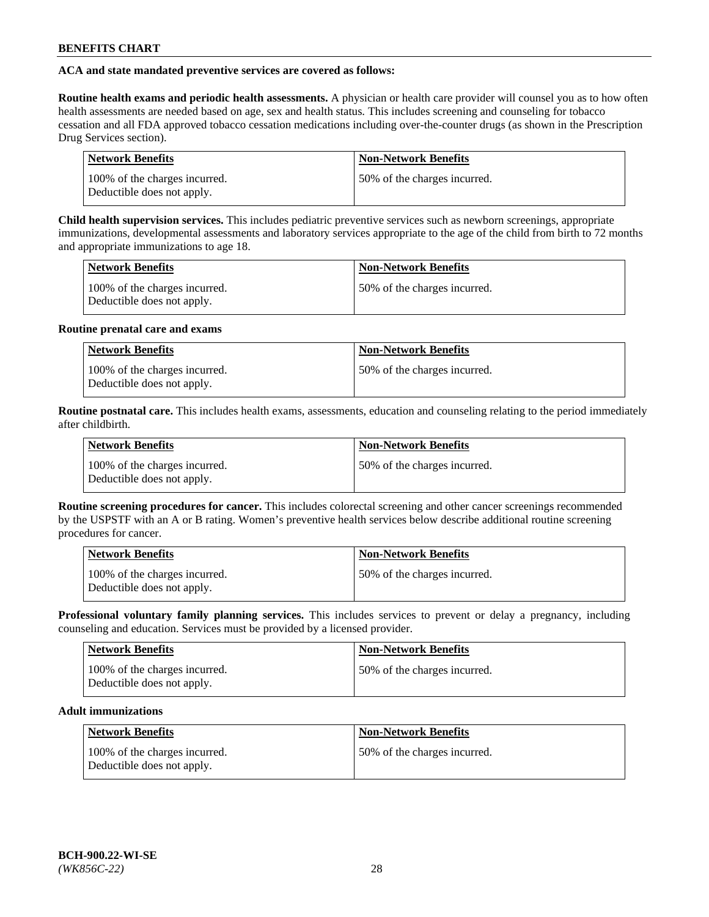**ACA and state mandated preventive services are covered as follows:**

**Routine health exams and periodic health assessments.** A physician or health care provider will counsel you as to how often health assessments are needed based on age, sex and health status. This includes screening and counseling for tobacco cessation and all FDA approved tobacco cessation medications including over-the-counter drugs (as shown in the Prescription Drug Services section).

| Network Benefits | Non-Network Benefits |
|---|---|
| 100% of the charges incurred. Deductible does not apply. | 50% of the charges incurred. |

**Child health supervision services.** This includes pediatric preventive services such as newborn screenings, appropriate immunizations, developmental assessments and laboratory services appropriate to the age of the child from birth to 72 months and appropriate immunizations to age 18.

| Network Benefits | Non-Network Benefits |
|---|---|
| 100% of the charges incurred. Deductible does not apply. | 50% of the charges incurred. |

**Routine prenatal care and exams**

| Network Benefits | Non-Network Benefits |
|---|---|
| 100% of the charges incurred. Deductible does not apply. | 50% of the charges incurred. |

**Routine postnatal care.** This includes health exams, assessments, education and counseling relating to the period immediately after childbirth.

| Network Benefits | Non-Network Benefits |
|---|---|
| 100% of the charges incurred. Deductible does not apply. | 50% of the charges incurred. |

**Routine screening procedures for cancer.** This includes colorectal screening and other cancer screenings recommended by the USPSTF with an A or B rating. Women's preventive health services below describe additional routine screening procedures for cancer.

| Network Benefits | Non-Network Benefits |
|---|---|
| 100% of the charges incurred. Deductible does not apply. | 50% of the charges incurred. |

**Professional voluntary family planning services.** This includes services to prevent or delay a pregnancy, including counseling and education. Services must be provided by a licensed provider.

| Network Benefits | Non-Network Benefits |
|---|---|
| 100% of the charges incurred. Deductible does not apply. | 50% of the charges incurred. |

**Adult immunizations**

| Network Benefits | Non-Network Benefits |
|---|---|
| 100% of the charges incurred. Deductible does not apply. | 50% of the charges incurred. |

BCH-900.22-WI-SE
*(WK856C-22)*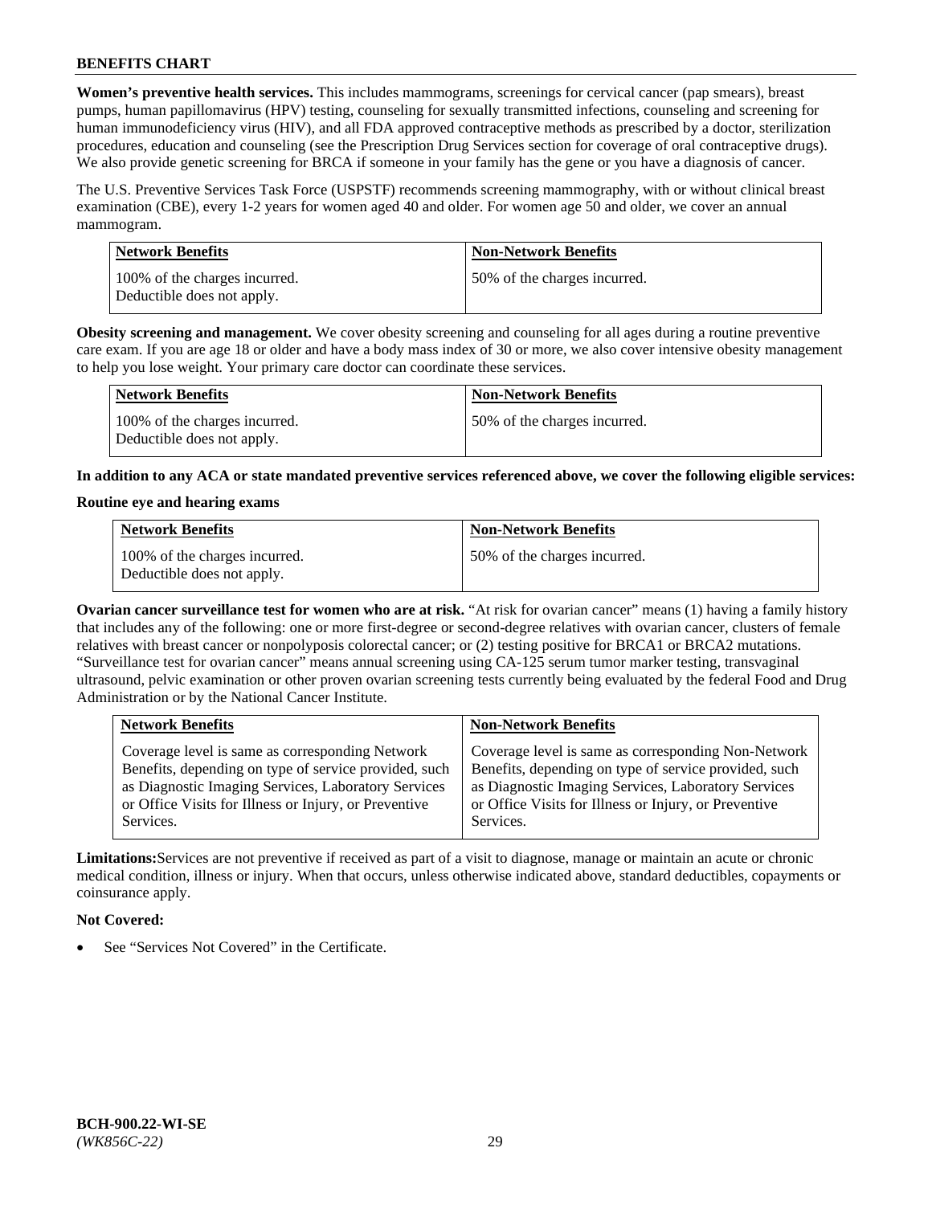**Women's preventive health services.** This includes mammograms, screenings for cervical cancer (pap smears), breast pumps, human papillomavirus (HPV) testing, counseling for sexually transmitted infections, counseling and screening for human immunodeficiency virus (HIV), and all FDA approved contraceptive methods as prescribed by a doctor, sterilization procedures, education and counseling (see the Prescription Drug Services section for coverage of oral contraceptive drugs). We also provide genetic screening for BRCA if someone in your family has the gene or you have a diagnosis of cancer.

The U.S. Preventive Services Task Force (USPSTF) recommends screening mammography, with or without clinical breast examination (CBE), every 1-2 years for women aged 40 and older. For women age 50 and older, we cover an annual mammogram.

| Network Benefits | Non-Network Benefits |
| --- | --- |
| 100% of the charges incurred. Deductible does not apply. | 50% of the charges incurred. |

**Obesity screening and management.** We cover obesity screening and counseling for all ages during a routine preventive care exam. If you are age 18 or older and have a body mass index of 30 or more, we also cover intensive obesity management to help you lose weight. Your primary care doctor can coordinate these services.

| Network Benefits | Non-Network Benefits |
| --- | --- |
| 100% of the charges incurred. Deductible does not apply. | 50% of the charges incurred. |

**In addition to any ACA or state mandated preventive services referenced above, we cover the following eligible services:**

**Routine eye and hearing exams**

| Network Benefits | Non-Network Benefits |
| --- | --- |
| 100% of the charges incurred. Deductible does not apply. | 50% of the charges incurred. |

**Ovarian cancer surveillance test for women who are at risk.** "At risk for ovarian cancer" means (1) having a family history that includes any of the following: one or more first-degree or second-degree relatives with ovarian cancer, clusters of female relatives with breast cancer or nonpolyposis colorectal cancer; or (2) testing positive for BRCA1 or BRCA2 mutations. "Surveillance test for ovarian cancer" means annual screening using CA-125 serum tumor marker testing, transvaginal ultrasound, pelvic examination or other proven ovarian screening tests currently being evaluated by the federal Food and Drug Administration or by the National Cancer Institute.

| Network Benefits | Non-Network Benefits |
| --- | --- |
| Coverage level is same as corresponding Network Benefits, depending on type of service provided, such as Diagnostic Imaging Services, Laboratory Services or Office Visits for Illness or Injury, or Preventive Services. | Coverage level is same as corresponding Non-Network Benefits, depending on type of service provided, such as Diagnostic Imaging Services, Laboratory Services or Office Visits for Illness or Injury, or Preventive Services. |

**Limitations:** Services are not preventive if received as part of a visit to diagnose, manage or maintain an acute or chronic medical condition, illness or injury. When that occurs, unless otherwise indicated above, standard deductibles, copayments or coinsurance apply.

**Not Covered:**

- See "Services Not Covered" in the Certificate.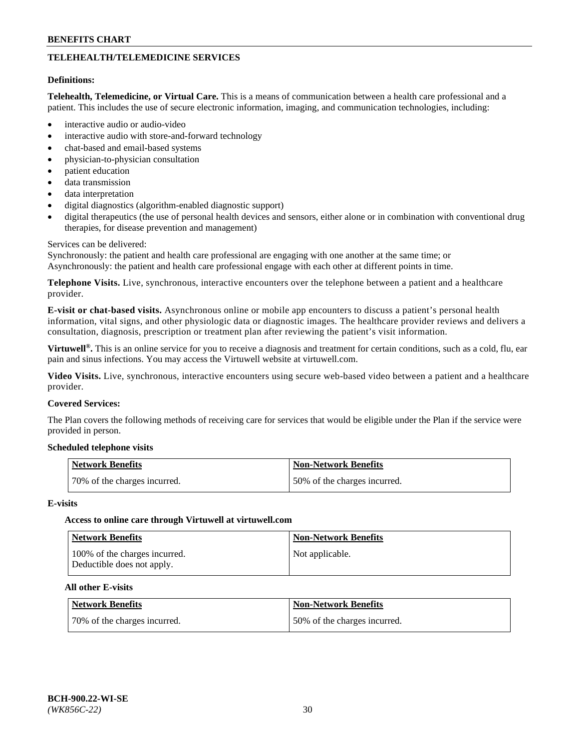## TELEHEALTH/TELEMEDICINE SERVICES

**Definitions:**

**Telehealth, Telemedicine, or Virtual Care.** This is a means of communication between a health care professional and a patient. This includes the use of secure electronic information, imaging, and communication technologies, including:

- interactive audio or audio-video
- interactive audio with store-and-forward technology
- chat-based and email-based systems
- physician-to-physician consultation
- patient education
- data transmission
- data interpretation
- digital diagnostics (algorithm-enabled diagnostic support)
- digital therapeutics (the use of personal health devices and sensors, either alone or in combination with conventional drug therapies, for disease prevention and management)

Services can be delivered:
Synchronously: the patient and health care professional are engaging with one another at the same time; or
Asynchronously: the patient and health care professional engage with each other at different points in time.

**Telephone Visits.** Live, synchronous, interactive encounters over the telephone between a patient and a healthcare provider.

**E-visit or chat-based visits.** Asynchronous online or mobile app encounters to discuss a patient's personal health information, vital signs, and other physiologic data or diagnostic images. The healthcare provider reviews and delivers a consultation, diagnosis, prescription or treatment plan after reviewing the patient's visit information.

**Virtuwell®.** This is an online service for you to receive a diagnosis and treatment for certain conditions, such as a cold, flu, ear pain and sinus infections. You may access the Virtuwell website at virtuwell.com.

**Video Visits.** Live, synchronous, interactive encounters using secure web-based video between a patient and a healthcare provider.

**Covered Services:**

The Plan covers the following methods of receiving care for services that would be eligible under the Plan if the service were provided in person.

**Scheduled telephone visits**

| Network Benefits | Non-Network Benefits |
|---|---|
| 70% of the charges incurred. | 50% of the charges incurred. |

**E-visits**

**Access to online care through Virtuwell at virtuwell.com**

| Network Benefits | Non-Network Benefits |
|---|---|
| 100% of the charges incurred. Deductible does not apply. | Not applicable. |

**All other E-visits**

| Network Benefits | Non-Network Benefits |
|---|---|
| 70% of the charges incurred. | 50% of the charges incurred. |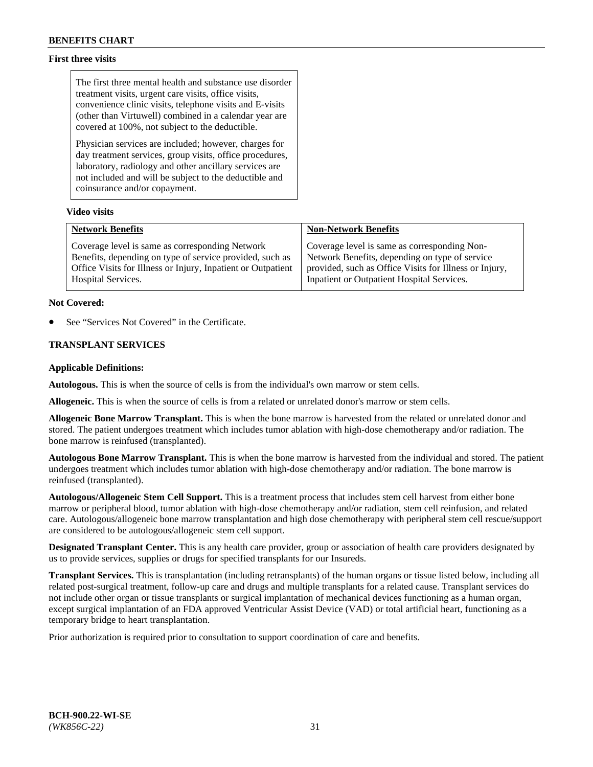**First three visits**

The first three mental health and substance use disorder treatment visits, urgent care visits, office visits, convenience clinic visits, telephone visits and E-visits (other than Virtuwell) combined in a calendar year are covered at 100%, not subject to the deductible.

Physician services are included; however, charges for day treatment services, group visits, office procedures, laboratory, radiology and other ancillary services are not included and will be subject to the deductible and coinsurance and/or copayment.

**Video visits**

| Network Benefits | Non-Network Benefits |
|---|---|
| Coverage level is same as corresponding Network Benefits, depending on type of service provided, such as Office Visits for Illness or Injury, Inpatient or Outpatient Hospital Services. | Coverage level is same as corresponding Non-Network Benefits, depending on type of service provided, such as Office Visits for Illness or Injury, Inpatient or Outpatient Hospital Services. |

**Not Covered:**

- See "Services Not Covered" in the Certificate.

**TRANSPLANT SERVICES**

**Applicable Definitions:**

**Autologous.** This is when the source of cells is from the individual's own marrow or stem cells.

**Allogeneic.** This is when the source of cells is from a related or unrelated donor's marrow or stem cells.

**Allogeneic Bone Marrow Transplant.** This is when the bone marrow is harvested from the related or unrelated donor and stored. The patient undergoes treatment which includes tumor ablation with high-dose chemotherapy and/or radiation. The bone marrow is reinfused (transplanted).

**Autologous Bone Marrow Transplant.** This is when the bone marrow is harvested from the individual and stored. The patient undergoes treatment which includes tumor ablation with high-dose chemotherapy and/or radiation. The bone marrow is reinfused (transplanted).

**Autologous/Allogeneic Stem Cell Support.** This is a treatment process that includes stem cell harvest from either bone marrow or peripheral blood, tumor ablation with high-dose chemotherapy and/or radiation, stem cell reinfusion, and related care. Autologous/allogeneic bone marrow transplantation and high dose chemotherapy with peripheral stem cell rescue/support are considered to be autologous/allogeneic stem cell support.

**Designated Transplant Center.** This is any health care provider, group or association of health care providers designated by us to provide services, supplies or drugs for specified transplants for our Insureds.

**Transplant Services.** This is transplantation (including retransplants) of the human organs or tissue listed below, including all related post-surgical treatment, follow-up care and drugs and multiple transplants for a related cause. Transplant services do not include other organ or tissue transplants or surgical implantation of mechanical devices functioning as a human organ, except surgical implantation of an FDA approved Ventricular Assist Device (VAD) or total artificial heart, functioning as a temporary bridge to heart transplantation.

Prior authorization is required prior to consultation to support coordination of care and benefits.

**BCH-900.22-WI-SE**
*(WK856C-22)*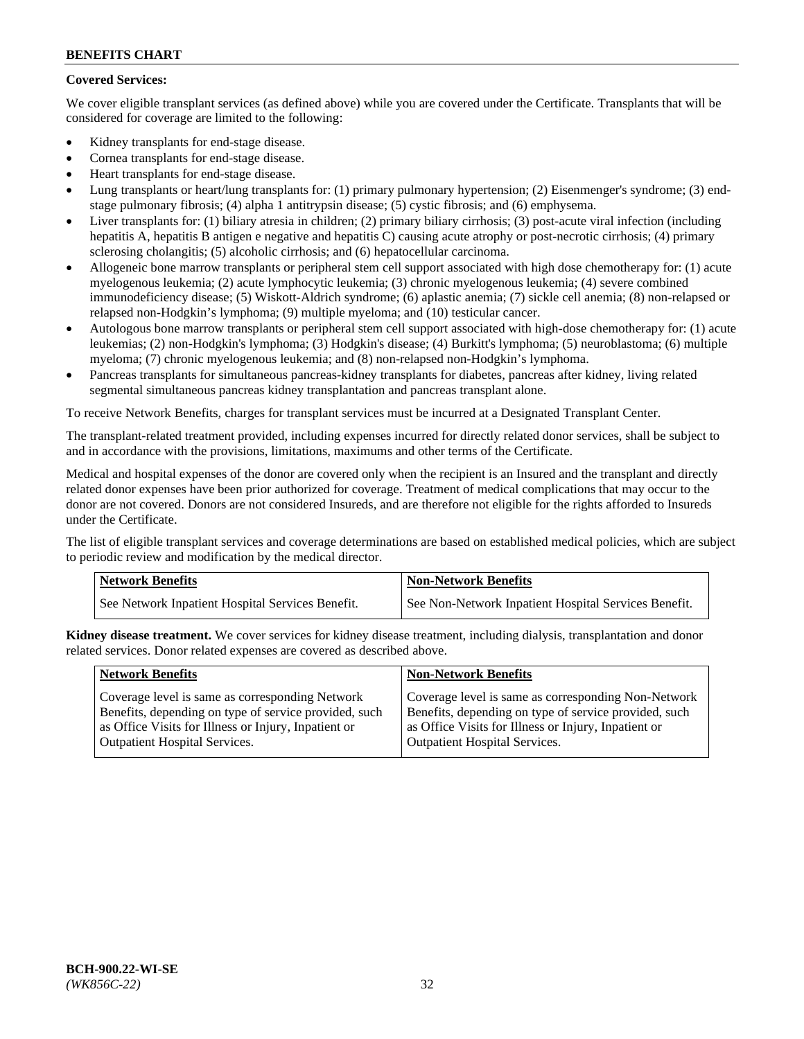**Covered Services:**

We cover eligible transplant services (as defined above) while you are covered under the Certificate. Transplants that will be considered for coverage are limited to the following:

- Kidney transplants for end-stage disease.
- Cornea transplants for end-stage disease.
- Heart transplants for end-stage disease.
- Lung transplants or heart/lung transplants for: (1) primary pulmonary hypertension; (2) Eisenmenger's syndrome; (3) end-stage pulmonary fibrosis; (4) alpha 1 antitrypsin disease; (5) cystic fibrosis; and (6) emphysema.
- Liver transplants for: (1) biliary atresia in children; (2) primary biliary cirrhosis; (3) post-acute viral infection (including hepatitis A, hepatitis B antigen e negative and hepatitis C) causing acute atrophy or post-necrotic cirrhosis; (4) primary sclerosing cholangitis; (5) alcoholic cirrhosis; and (6) hepatocellular carcinoma.
- Allogeneic bone marrow transplants or peripheral stem cell support associated with high dose chemotherapy for: (1) acute myelogenous leukemia; (2) acute lymphocytic leukemia; (3) chronic myelogenous leukemia; (4) severe combined immunodeficiency disease; (5) Wiskott-Aldrich syndrome; (6) aplastic anemia; (7) sickle cell anemia; (8) non-relapsed or relapsed non-Hodgkin's lymphoma; (9) multiple myeloma; and (10) testicular cancer.
- Autologous bone marrow transplants or peripheral stem cell support associated with high-dose chemotherapy for: (1) acute leukemias; (2) non-Hodgkin's lymphoma; (3) Hodgkin's disease; (4) Burkitt's lymphoma; (5) neuroblastoma; (6) multiple myeloma; (7) chronic myelogenous leukemia; and (8) non-relapsed non-Hodgkin's lymphoma.
- Pancreas transplants for simultaneous pancreas-kidney transplants for diabetes, pancreas after kidney, living related segmental simultaneous pancreas kidney transplantation and pancreas transplant alone.

To receive Network Benefits, charges for transplant services must be incurred at a Designated Transplant Center.

The transplant-related treatment provided, including expenses incurred for directly related donor services, shall be subject to and in accordance with the provisions, limitations, maximums and other terms of the Certificate.

Medical and hospital expenses of the donor are covered only when the recipient is an Insured and the transplant and directly related donor expenses have been prior authorized for coverage. Treatment of medical complications that may occur to the donor are not covered. Donors are not considered Insureds, and are therefore not eligible for the rights afforded to Insureds under the Certificate.

The list of eligible transplant services and coverage determinations are based on established medical policies, which are subject to periodic review and modification by the medical director.

| Network Benefits | Non-Network Benefits |
|---|---|
| See Network Inpatient Hospital Services Benefit. | See Non-Network Inpatient Hospital Services Benefit. |

**Kidney disease treatment.** We cover services for kidney disease treatment, including dialysis, transplantation and donor related services. Donor related expenses are covered as described above.

| Network Benefits | Non-Network Benefits |
|---|---|
| Coverage level is same as corresponding Network Benefits, depending on type of service provided, such as Office Visits for Illness or Injury, Inpatient or Outpatient Hospital Services. | Coverage level is same as corresponding Non-Network Benefits, depending on type of service provided, such as Office Visits for Illness or Injury, Inpatient or Outpatient Hospital Services. |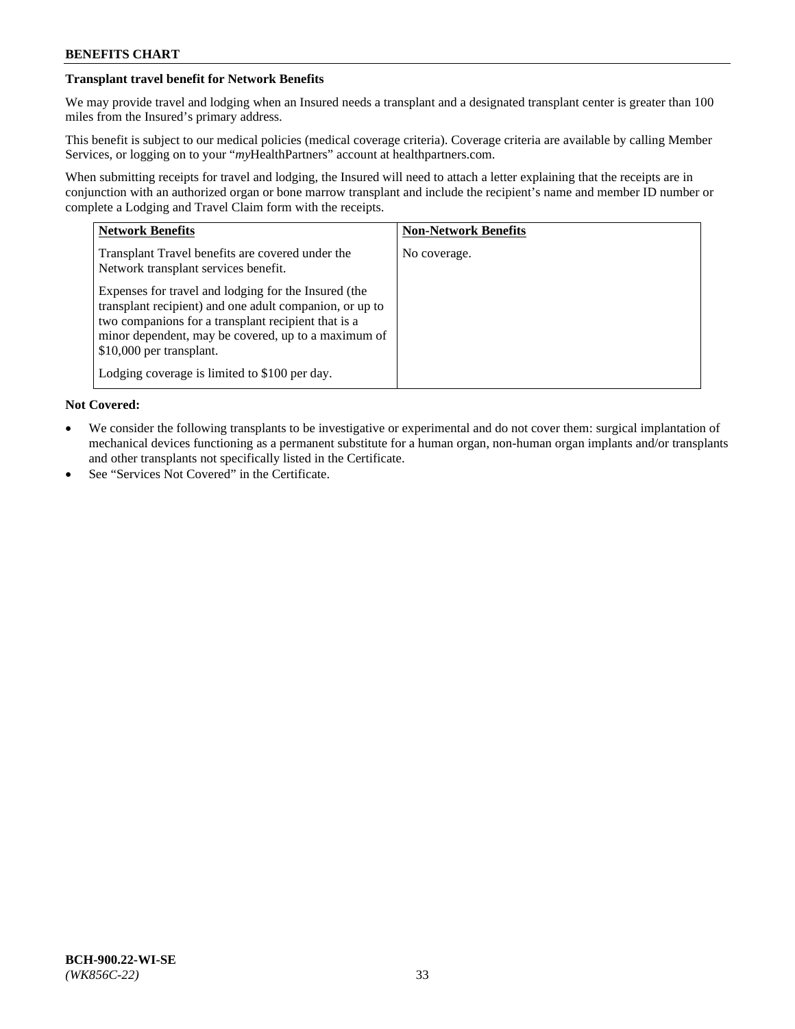**Transplant travel benefit for Network Benefits**

We may provide travel and lodging when an Insured needs a transplant and a designated transplant center is greater than 100 miles from the Insured's primary address.

This benefit is subject to our medical policies (medical coverage criteria). Coverage criteria are available by calling Member Services, or logging on to your "*my*HealthPartners" account at healthpartners.com.

When submitting receipts for travel and lodging, the Insured will need to attach a letter explaining that the receipts are in conjunction with an authorized organ or bone marrow transplant and include the recipient's name and member ID number or complete a Lodging and Travel Claim form with the receipts.

| Network Benefits | Non-Network Benefits |
|---|---|
| Transplant Travel benefits are covered under the Network transplant services benefit.<br><br>Expenses for travel and lodging for the Insured (the transplant recipient) and one adult companion, or up to two companions for a transplant recipient that is a minor dependent, may be covered, up to a maximum of $10,000 per transplant.<br><br>Lodging coverage is limited to $100 per day. | No coverage. |

**Not Covered:**

- We consider the following transplants to be investigative or experimental and do not cover them: surgical implantation of mechanical devices functioning as a permanent substitute for a human organ, non-human organ implants and/or transplants and other transplants not specifically listed in the Certificate.
- See "Services Not Covered" in the Certificate.